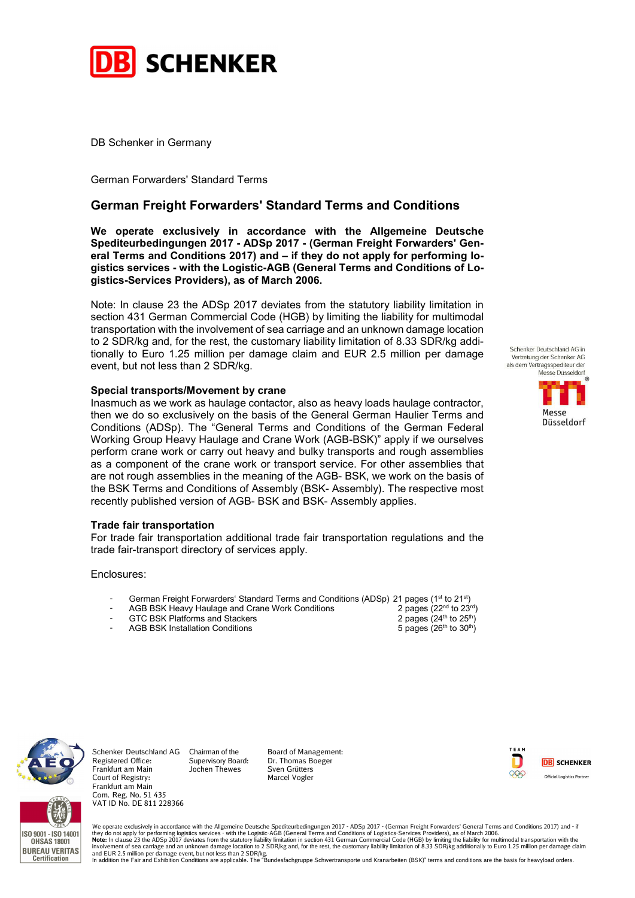DB Schenker in Germany

German Forwarders' Standard Terms

## German Freight Forwarders' Standard Terms and Conditions

**We operate exclusively in accordance with the Allgemeine Deutsche Spediteurbedingungen 2017 - ADSp 2017 - (German Freight Forwarders' General Terms and Conditions 2017) and – if they do not apply for performing logistics services - with the Logistic-AGB (General Terms and Conditions of Logistics-Services Providers), as of March 2006.**

Note: In clause 23 the ADSp 2017 deviates from the statutory liability limitation in section 431 German Commercial Code (HGB) by limiting the liability for multimodal transportation with the involvement of sea carriage and an unknown damage location to 2 SDR/kg and, for the rest, the customary liability limitation of 8.33 SDR/kg additionally to Euro 1.25 million per damage claim and EUR 2.5 million per damage event, but not less than 2 SDR/kg.

Schenker Deutschland AG in Vertretung der Schenker AG als dem Vertragsspediteur der Messe Düsseldorf

### Special transports/Movement by crane

Inasmuch as we work as haulage contactor, also as heavy loads haulage contractor, then we do so exclusively on the basis of the General German Haulier Terms and Conditions (ADSp). The "General Terms and Conditions of the German Federal Working Group Heavy Haulage and Crane Work (AGB-BSK)" apply if we ourselves perform crane work or carry out heavy and bulky transports and rough assemblies as a component of the crane work or transport service. For other assemblies that are not rough assemblies in the meaning of the AGB- BSK, we work on the basis of the BSK Terms and Conditions of Assembly (BSK- Assembly). The respective most recently published version of AGB- BSK and BSK- Assembly applies.

### Trade fair transportation

For trade fair transportation additional trade fair transportation regulations and the trade fair-transport directory of services apply.

Enclosures:

- German Freight Forwarders' Standard Terms and Conditions (ADSp) 21 pages (1st to 21st)
- AGB BSK Heavy Haulage and Crane Work Conditions 2 pages (22nd to 23rd)
- GTC BSK Platforms and Stackers 2 pages (24th to 25th)
- AGB BSK Installation Conditions 5 pages (26th to 30th)

Schenker Deutschland AG
Registered Office: Frankfurt am Main
Court of Registry: Frankfurt am Main
Com. Reg. No. 51 435
VAT ID No. DE 811 228366

Chairman of the Supervisory Board: Jochen Thewes

Board of Management: Dr. Thomas Boeger, Sven Grütters, Marcel Vogler

We operate exclusively in accordance with the Allgemeine Deutsche Spediteurbedingungen 2017 - ADSp 2017 - (German Freight Forwarders' General Terms and Conditions 2017) and - if they do not apply for performing logistics services - with the Logistic-AGB (General Terms and Conditions of Logistics-Services Providers), as of March 2006.
**Note:** In clause 23 the ADSp 2017 deviates from the statutory liability limitation in section 431 German Commercial Code (HGB) by limiting the liability for multimodal transportation with the involvement of sea carriage and an unknown damage location to 2 SDR/kg and, for the rest, the customary liability limitation of 8.33 SDR/kg additionally to Euro 1.25 million per damage claim and EUR 2.5 million per damage event, but not less than 2 SDR/kg.
In addition the Fair and Exhibition Conditions are applicable. The "Bundesfachgruppe Schwertransporte und Kranarbeiten (BSK)" terms and conditions are the basis for heavyload orders.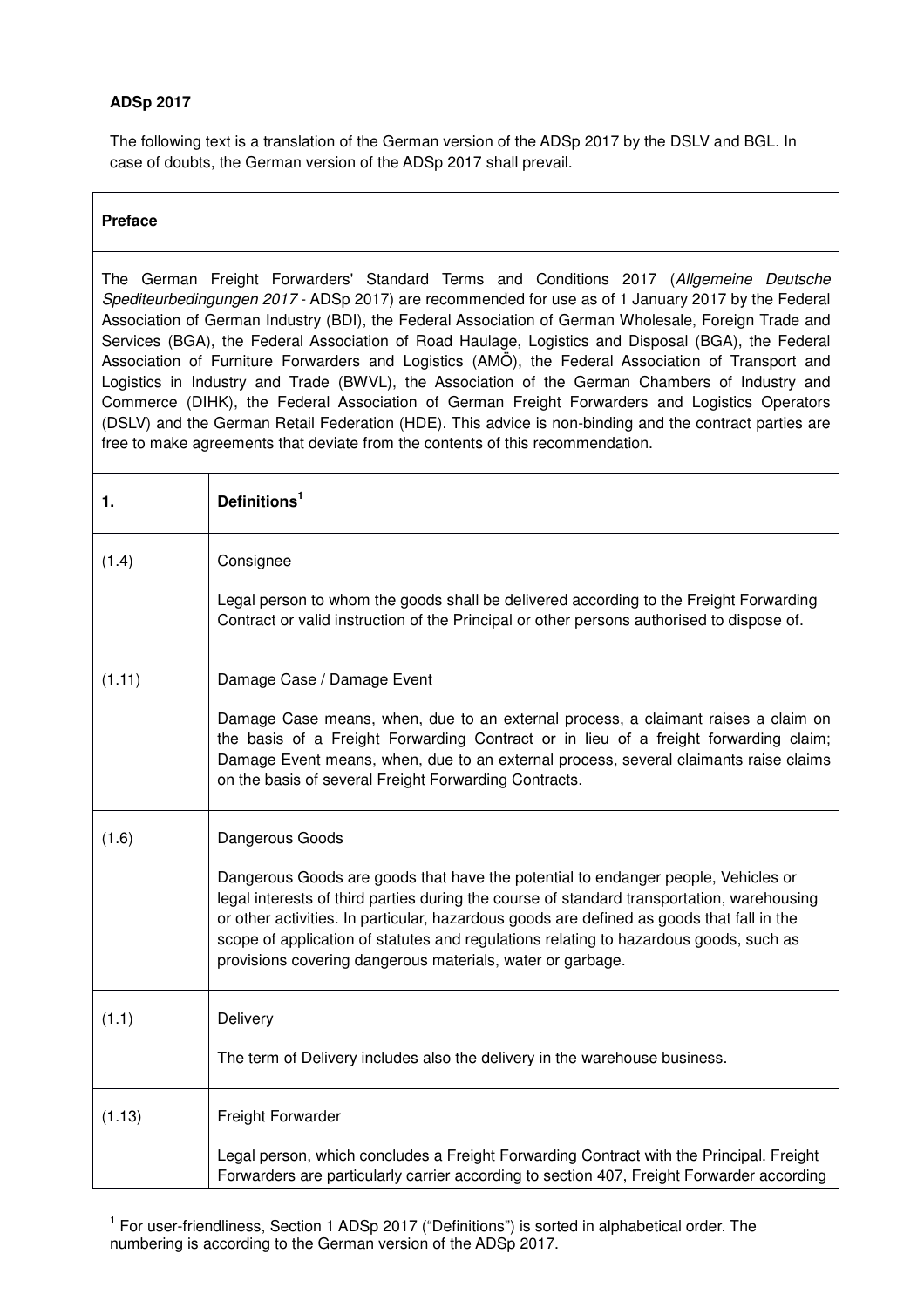**ADSp 2017**

The following text is a translation of the German version of the ADSp 2017 by the DSLV and BGL. In case of doubts, the German version of the ADSp 2017 shall prevail.

| **Preface** |
|---|
| The German Freight Forwarders' Standard Terms and Conditions 2017 (*Allgemeine Deutsche Spediteurbedingungen 2017* - ADSp 2017) are recommended for use as of 1 January 2017 by the Federal Association of German Industry (BDI), the Federal Association of German Wholesale, Foreign Trade and Services (BGA), the Federal Association of Road Haulage, Logistics and Disposal (BGA), the Federal Association of Furniture Forwarders and Logistics (AMÖ), the Federal Association of Transport and Logistics in Industry and Trade (BWVL), the Association of the German Chambers of Industry and Commerce (DIHK), the Federal Association of German Freight Forwarders and Logistics Operators (DSLV) and the German Retail Federation (HDE). This advice is non-binding and the contract parties are free to make agreements that deviate from the contents of this recommendation. |

| **1.** | **Definitions[1]** |
|---|---|
| (1.4) | Consignee<br><br>Legal person to whom the goods shall be delivered according to the Freight Forwarding Contract or valid instruction of the Principal or other persons authorised to dispose of. |
| (1.11) | Damage Case / Damage Event<br><br>Damage Case means, when, due to an external process, a claimant raises a claim on the basis of a Freight Forwarding Contract or in lieu of a freight forwarding claim; Damage Event means, when, due to an external process, several claimants raise claims on the basis of several Freight Forwarding Contracts. |
| (1.6) | Dangerous Goods<br><br>Dangerous Goods are goods that have the potential to endanger people, Vehicles or legal interests of third parties during the course of standard transportation, warehousing or other activities. In particular, hazardous goods are defined as goods that fall in the scope of application of statutes and regulations relating to hazardous goods, such as provisions covering dangerous materials, water or garbage. |
| (1.1) | Delivery<br><br>The term of Delivery includes also the delivery in the warehouse business. |
| (1.13) | Freight Forwarder<br><br>Legal person, which concludes a Freight Forwarding Contract with the Principal. Freight Forwarders are particularly carrier according to section 407, Freight Forwarder according |

[1] For user-friendliness, Section 1 ADSp 2017 ("Definitions") is sorted in alphabetical order. The numbering is according to the German version of the ADSp 2017.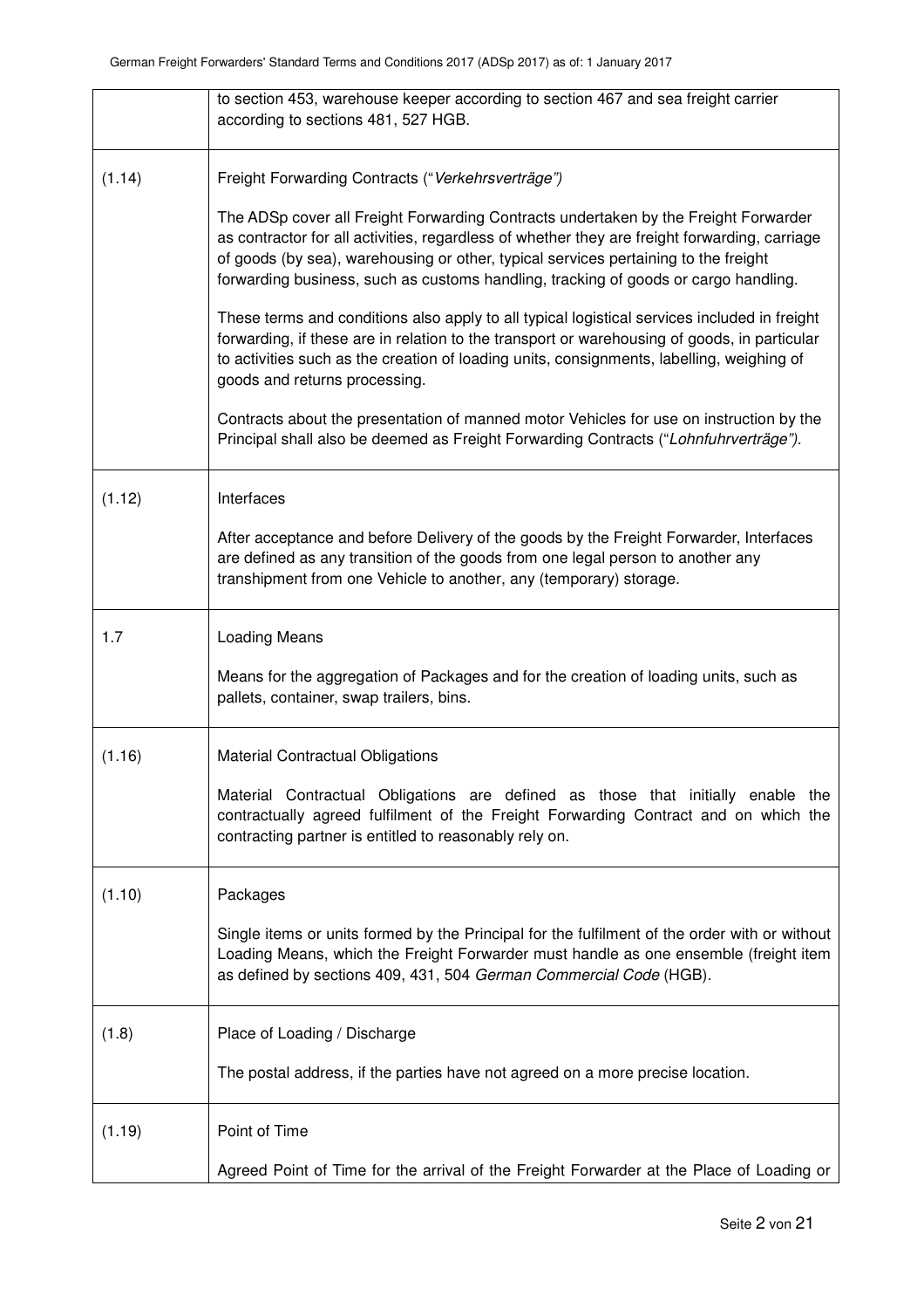| | |
|---|---|
| | to section 453, warehouse keeper according to section 467 and sea freight carrier according to sections 481, 527 HGB. |
| (1.14) | Freight Forwarding Contracts ("*Verkehrsverträge")*<br><br>The ADSp cover all Freight Forwarding Contracts undertaken by the Freight Forwarder as contractor for all activities, regardless of whether they are freight forwarding, carriage of goods (by sea), warehousing or other, typical services pertaining to the freight forwarding business, such as customs handling, tracking of goods or cargo handling.<br><br>These terms and conditions also apply to all typical logistical services included in freight forwarding, if these are in relation to the transport or warehousing of goods, in particular to activities such as the creation of loading units, consignments, labelling, weighing of goods and returns processing.<br><br>Contracts about the presentation of manned motor Vehicles for use on instruction by the Principal shall also be deemed as Freight Forwarding Contracts ("*Lohnfuhrverträge").* |
| (1.12) | Interfaces<br><br>After acceptance and before Delivery of the goods by the Freight Forwarder, Interfaces are defined as any transition of the goods from one legal person to another any transhipment from one Vehicle to another, any (temporary) storage. |
| 1.7 | Loading Means<br><br>Means for the aggregation of Packages and for the creation of loading units, such as pallets, container, swap trailers, bins. |
| (1.16) | Material Contractual Obligations<br><br>Material Contractual Obligations are defined as those that initially enable the contractually agreed fulfilment of the Freight Forwarding Contract and on which the contracting partner is entitled to reasonably rely on. |
| (1.10) | Packages<br><br>Single items or units formed by the Principal for the fulfilment of the order with or without Loading Means, which the Freight Forwarder must handle as one ensemble (freight item as defined by sections 409, 431, 504 *German Commercial Code* (HGB). |
| (1.8) | Place of Loading / Discharge<br><br>The postal address, if the parties have not agreed on a more precise location. |
| (1.19) | Point of Time<br><br>Agreed Point of Time for the arrival of the Freight Forwarder at the Place of Loading or |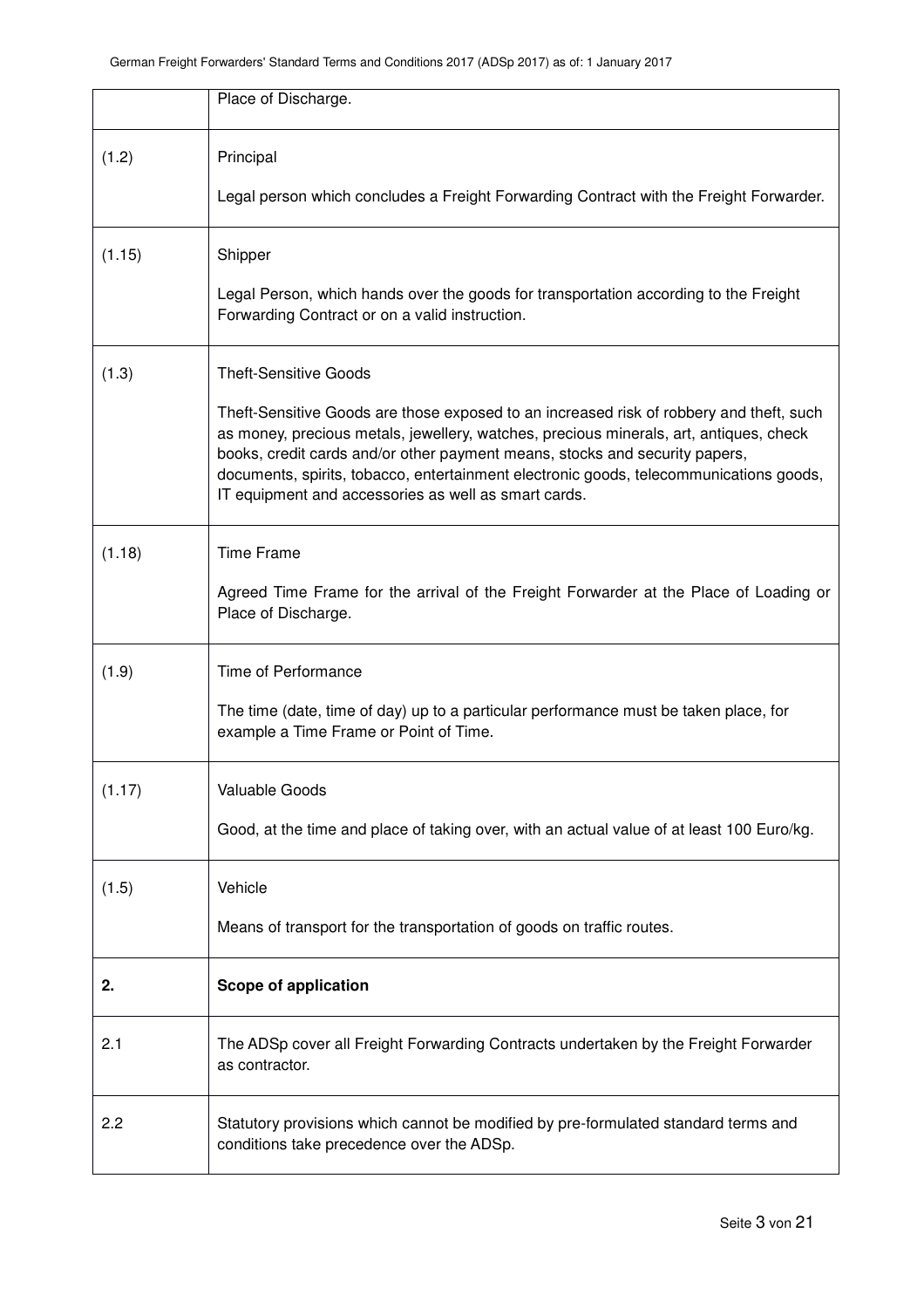| | |
|---|---|
| | Place of Discharge. |
| (1.2) | Principal<br><br>Legal person which concludes a Freight Forwarding Contract with the Freight Forwarder. |
| (1.15) | Shipper<br><br>Legal Person, which hands over the goods for transportation according to the Freight Forwarding Contract or on a valid instruction. |
| (1.3) | Theft-Sensitive Goods<br><br>Theft-Sensitive Goods are those exposed to an increased risk of robbery and theft, such as money, precious metals, jewellery, watches, precious minerals, art, antiques, check books, credit cards and/or other payment means, stocks and security papers, documents, spirits, tobacco, entertainment electronic goods, telecommunications goods, IT equipment and accessories as well as smart cards. |
| (1.18) | Time Frame<br><br>Agreed Time Frame for the arrival of the Freight Forwarder at the Place of Loading or Place of Discharge. |
| (1.9) | Time of Performance<br><br>The time (date, time of day) up to a particular performance must be taken place, for example a Time Frame or Point of Time. |
| (1.17) | Valuable Goods<br><br>Good, at the time and place of taking over, with an actual value of at least 100 Euro/kg. |
| (1.5) | Vehicle<br><br>Means of transport for the transportation of goods on traffic routes. |
| **2.** | **Scope of application** |
| 2.1 | The ADSp cover all Freight Forwarding Contracts undertaken by the Freight Forwarder as contractor. |
| 2.2 | Statutory provisions which cannot be modified by pre-formulated standard terms and conditions take precedence over the ADSp. |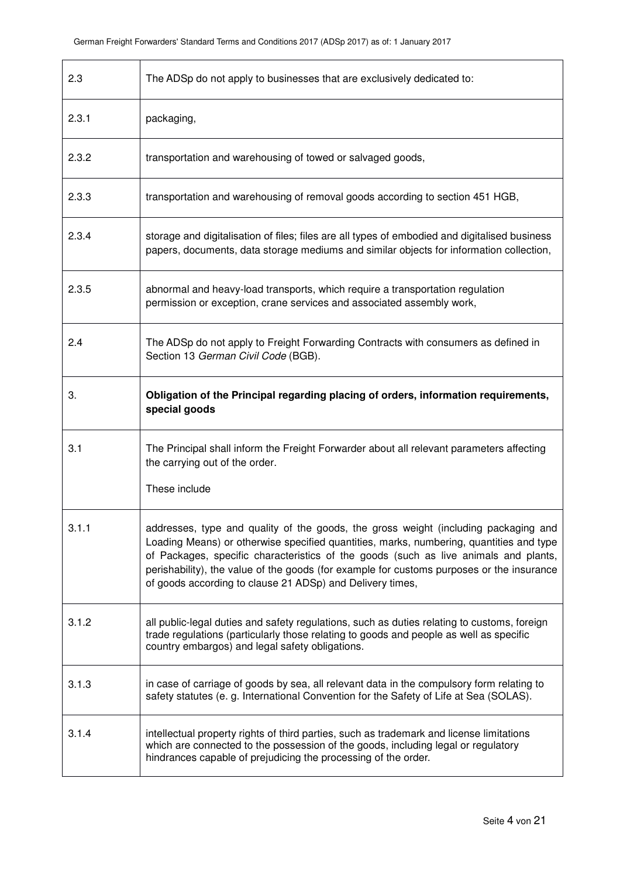| | |
|---|---|
| 2.3 | The ADSp do not apply to businesses that are exclusively dedicated to: |
| 2.3.1 | packaging, |
| 2.3.2 | transportation and warehousing of towed or salvaged goods, |
| 2.3.3 | transportation and warehousing of removal goods according to section 451 HGB, |
| 2.3.4 | storage and digitalisation of files; files are all types of embodied and digitalised business papers, documents, data storage mediums and similar objects for information collection, |
| 2.3.5 | abnormal and heavy-load transports, which require a transportation regulation permission or exception, crane services and associated assembly work, |
| 2.4 | The ADSp do not apply to Freight Forwarding Contracts with consumers as defined in Section 13 *German Civil Code* (BGB). |
| 3. | **Obligation of the Principal regarding placing of orders, information requirements, special goods** |
| 3.1 | The Principal shall inform the Freight Forwarder about all relevant parameters affecting the carrying out of the order.<br><br>These include |
| 3.1.1 | addresses, type and quality of the goods, the gross weight (including packaging and Loading Means) or otherwise specified quantities, marks, numbering, quantities and type of Packages, specific characteristics of the goods (such as live animals and plants, perishability), the value of the goods (for example for customs purposes or the insurance of goods according to clause 21 ADSp) and Delivery times, |
| 3.1.2 | all public-legal duties and safety regulations, such as duties relating to customs, foreign trade regulations (particularly those relating to goods and people as well as specific country embargos) and legal safety obligations. |
| 3.1.3 | in case of carriage of goods by sea, all relevant data in the compulsory form relating to safety statutes (e. g. International Convention for the Safety of Life at Sea (SOLAS). |
| 3.1.4 | intellectual property rights of third parties, such as trademark and license limitations which are connected to the possession of the goods, including legal or regulatory hindrances capable of prejudicing the processing of the order. |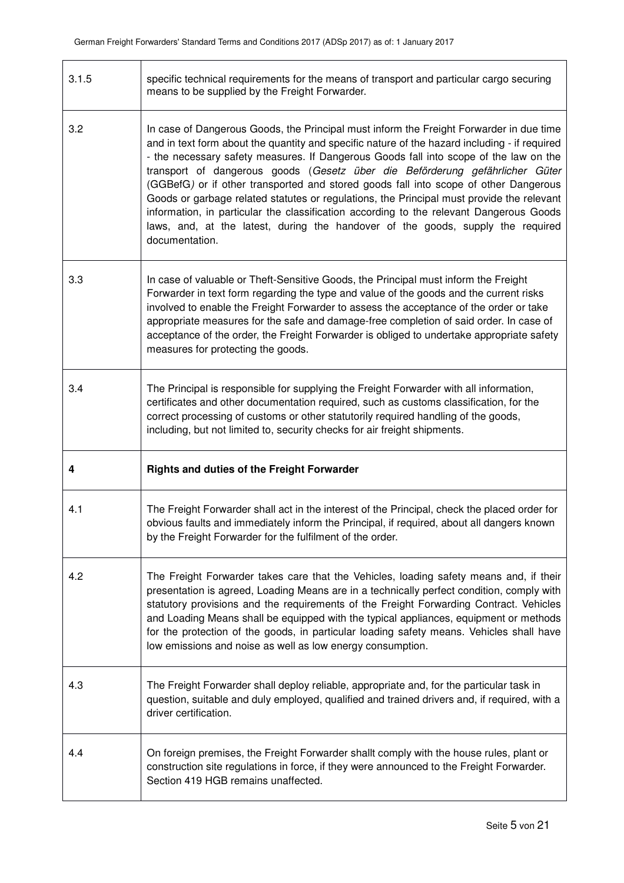| | |
|---|---|
| 3.1.5 | specific technical requirements for the means of transport and particular cargo securing means to be supplied by the Freight Forwarder. |
| 3.2 | In case of Dangerous Goods, the Principal must inform the Freight Forwarder in due time and in text form about the quantity and specific nature of the hazard including - if required - the necessary safety measures. If Dangerous Goods fall into scope of the law on the transport of dangerous goods (*Gesetz über die Beförderung gefährlicher Güter* (GGBefG*)* or if other transported and stored goods fall into scope of other Dangerous Goods or garbage related statutes or regulations, the Principal must provide the relevant information, in particular the classification according to the relevant Dangerous Goods laws, and, at the latest, during the handover of the goods, supply the required documentation. |
| 3.3 | In case of valuable or Theft-Sensitive Goods, the Principal must inform the Freight Forwarder in text form regarding the type and value of the goods and the current risks involved to enable the Freight Forwarder to assess the acceptance of the order or take appropriate measures for the safe and damage-free completion of said order. In case of acceptance of the order, the Freight Forwarder is obliged to undertake appropriate safety measures for protecting the goods. |
| 3.4 | The Principal is responsible for supplying the Freight Forwarder with all information, certificates and other documentation required, such as customs classification, for the correct processing of customs or other statutorily required handling of the goods, including, but not limited to, security checks for air freight shipments. |
| **4** | **Rights and duties of the Freight Forwarder** |
| 4.1 | The Freight Forwarder shall act in the interest of the Principal, check the placed order for obvious faults and immediately inform the Principal, if required, about all dangers known by the Freight Forwarder for the fulfilment of the order. |
| 4.2 | The Freight Forwarder takes care that the Vehicles, loading safety means and, if their presentation is agreed, Loading Means are in a technically perfect condition, comply with statutory provisions and the requirements of the Freight Forwarding Contract. Vehicles and Loading Means shall be equipped with the typical appliances, equipment or methods for the protection of the goods, in particular loading safety means. Vehicles shall have low emissions and noise as well as low energy consumption. |
| 4.3 | The Freight Forwarder shall deploy reliable, appropriate and, for the particular task in question, suitable and duly employed, qualified and trained drivers and, if required, with a driver certification. |
| 4.4 | On foreign premises, the Freight Forwarder shallt comply with the house rules, plant or construction site regulations in force, if they were announced to the Freight Forwarder. Section 419 HGB remains unaffected. |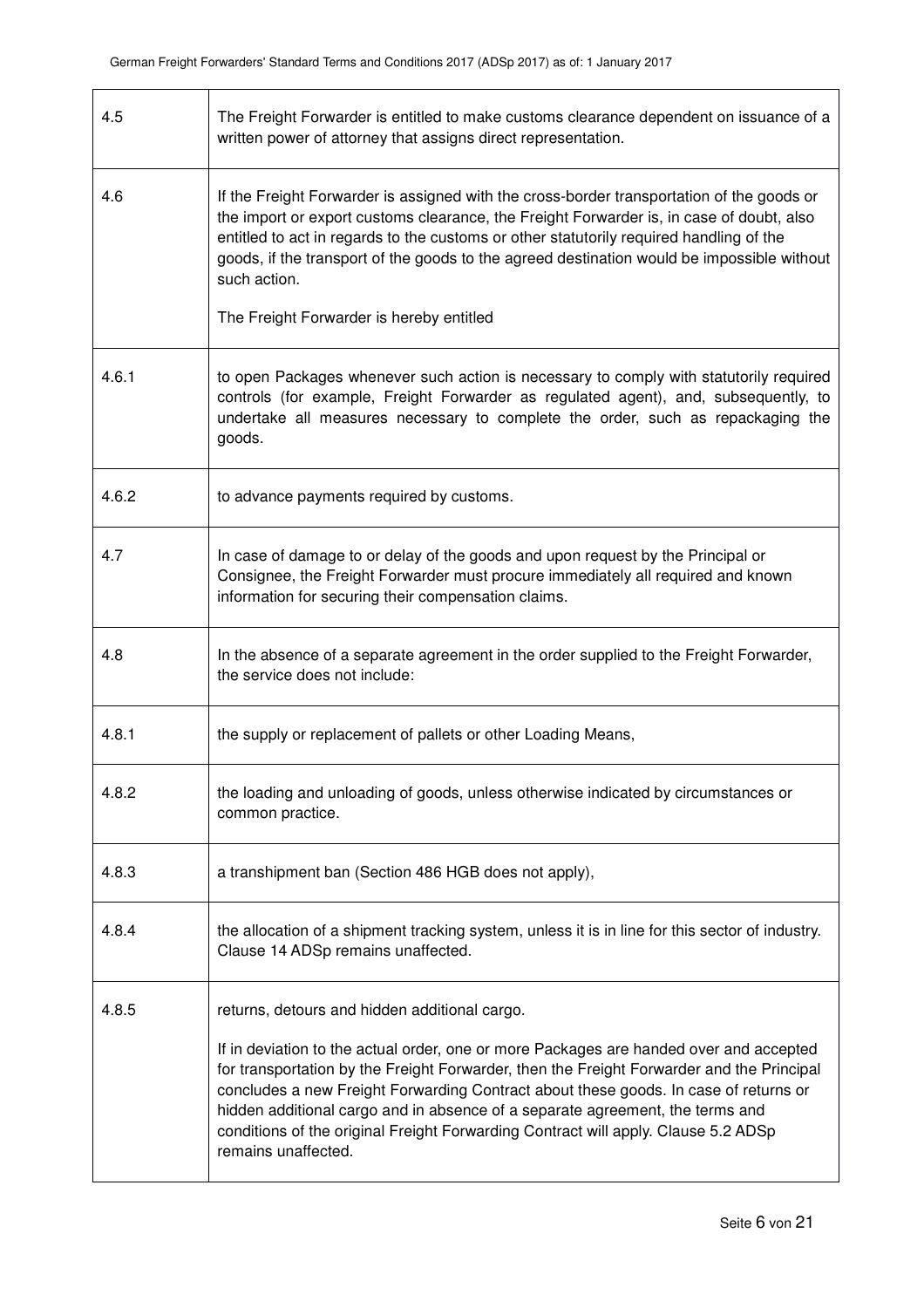| | |
|---|---|
| 4.5 | The Freight Forwarder is entitled to make customs clearance dependent on issuance of a written power of attorney that assigns direct representation. |
| 4.6 | If the Freight Forwarder is assigned with the cross-border transportation of the goods or the import or export customs clearance, the Freight Forwarder is, in case of doubt, also entitled to act in regards to the customs or other statutorily required handling of the goods, if the transport of the goods to the agreed destination would be impossible without such action.<br><br>The Freight Forwarder is hereby entitled |
| 4.6.1 | to open Packages whenever such action is necessary to comply with statutorily required controls (for example, Freight Forwarder as regulated agent), and, subsequently, to undertake all measures necessary to complete the order, such as repackaging the goods. |
| 4.6.2 | to advance payments required by customs. |
| 4.7 | In case of damage to or delay of the goods and upon request by the Principal or Consignee, the Freight Forwarder must procure immediately all required and known information for securing their compensation claims. |
| 4.8 | In the absence of a separate agreement in the order supplied to the Freight Forwarder, the service does not include: |
| 4.8.1 | the supply or replacement of pallets or other Loading Means, |
| 4.8.2 | the loading and unloading of goods, unless otherwise indicated by circumstances or common practice. |
| 4.8.3 | a transhipment ban (Section 486 HGB does not apply), |
| 4.8.4 | the allocation of a shipment tracking system, unless it is in line for this sector of industry. Clause 14 ADSp remains unaffected. |
| 4.8.5 | returns, detours and hidden additional cargo.<br><br>If in deviation to the actual order, one or more Packages are handed over and accepted for transportation by the Freight Forwarder, then the Freight Forwarder and the Principal concludes a new Freight Forwarding Contract about these goods. In case of returns or hidden additional cargo and in absence of a separate agreement, the terms and conditions of the original Freight Forwarding Contract will apply. Clause 5.2 ADSp remains unaffected. |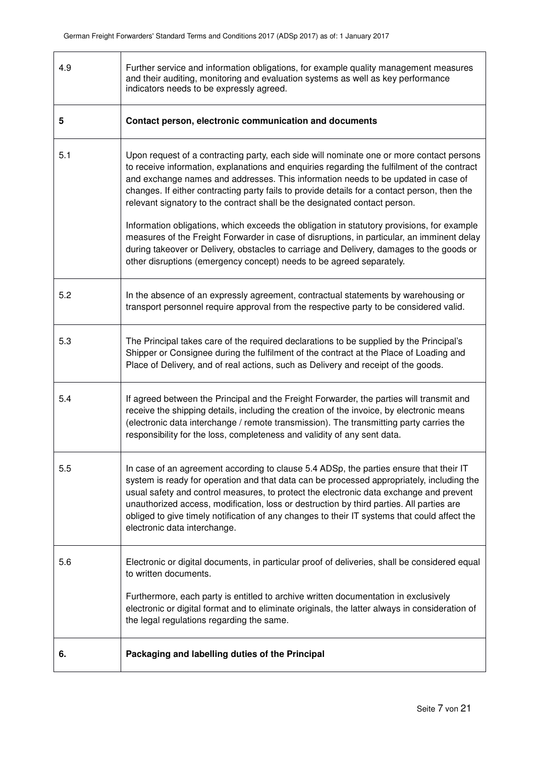| | |
|---|---|
| 4.9 | Further service and information obligations, for example quality management measures and their auditing, monitoring and evaluation systems as well as key performance indicators needs to be expressly agreed. |
| **5** | **Contact person, electronic communication and documents** |
| 5.1 | Upon request of a contracting party, each side will nominate one or more contact persons to receive information, explanations and enquiries regarding the fulfilment of the contract and exchange names and addresses. This information needs to be updated in case of changes. If either contracting party fails to provide details for a contact person, then the relevant signatory to the contract shall be the designated contact person.<br><br>Information obligations, which exceeds the obligation in statutory provisions, for example measures of the Freight Forwarder in case of disruptions, in particular, an imminent delay during takeover or Delivery, obstacles to carriage and Delivery, damages to the goods or other disruptions (emergency concept) needs to be agreed separately. |
| 5.2 | In the absence of an expressly agreement, contractual statements by warehousing or transport personnel require approval from the respective party to be considered valid. |
| 5.3 | The Principal takes care of the required declarations to be supplied by the Principal's Shipper or Consignee during the fulfilment of the contract at the Place of Loading and Place of Delivery, and of real actions, such as Delivery and receipt of the goods. |
| 5.4 | If agreed between the Principal and the Freight Forwarder, the parties will transmit and receive the shipping details, including the creation of the invoice, by electronic means (electronic data interchange / remote transmission). The transmitting party carries the responsibility for the loss, completeness and validity of any sent data. |
| 5.5 | In case of an agreement according to clause 5.4 ADSp, the parties ensure that their IT system is ready for operation and that data can be processed appropriately, including the usual safety and control measures, to protect the electronic data exchange and prevent unauthorized access, modification, loss or destruction by third parties. All parties are obliged to give timely notification of any changes to their IT systems that could affect the electronic data interchange. |
| 5.6 | Electronic or digital documents, in particular proof of deliveries, shall be considered equal to written documents.<br><br>Furthermore, each party is entitled to archive written documentation in exclusively electronic or digital format and to eliminate originals, the latter always in consideration of the legal regulations regarding the same. |
| **6.** | **Packaging and labelling duties of the Principal** |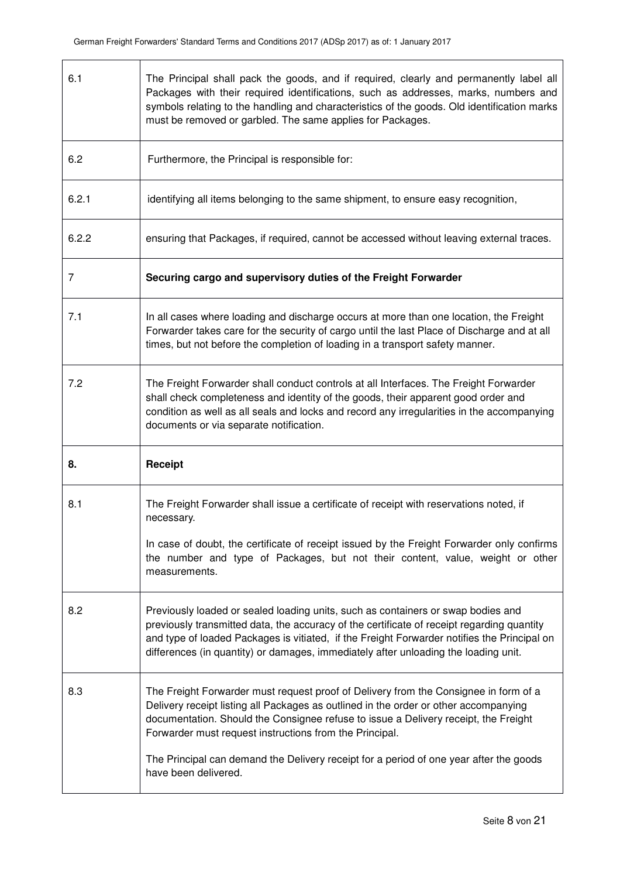| | |
|---|---|
| 6.1 | The Principal shall pack the goods, and if required, clearly and permanently label all Packages with their required identifications, such as addresses, marks, numbers and symbols relating to the handling and characteristics of the goods. Old identification marks must be removed or garbled. The same applies for Packages. |
| 6.2 | Furthermore, the Principal is responsible for: |
| 6.2.1 | identifying all items belonging to the same shipment, to ensure easy recognition, |
| 6.2.2 | ensuring that Packages, if required, cannot be accessed without leaving external traces. |
| 7 | **Securing cargo and supervisory duties of the Freight Forwarder** |
| 7.1 | In all cases where loading and discharge occurs at more than one location, the Freight Forwarder takes care for the security of cargo until the last Place of Discharge and at all times, but not before the completion of loading in a transport safety manner. |
| 7.2 | The Freight Forwarder shall conduct controls at all Interfaces. The Freight Forwarder shall check completeness and identity of the goods, their apparent good order and condition as well as all seals and locks and record any irregularities in the accompanying documents or via separate notification. |
| **8.** | **Receipt** |
| 8.1 | The Freight Forwarder shall issue a certificate of receipt with reservations noted, if necessary.<br><br>In case of doubt, the certificate of receipt issued by the Freight Forwarder only confirms the number and type of Packages, but not their content, value, weight or other measurements. |
| 8.2 | Previously loaded or sealed loading units, such as containers or swap bodies and previously transmitted data, the accuracy of the certificate of receipt regarding quantity and type of loaded Packages is vitiated, if the Freight Forwarder notifies the Principal on differences (in quantity) or damages, immediately after unloading the loading unit. |
| 8.3 | The Freight Forwarder must request proof of Delivery from the Consignee in form of a Delivery receipt listing all Packages as outlined in the order or other accompanying documentation. Should the Consignee refuse to issue a Delivery receipt, the Freight Forwarder must request instructions from the Principal.<br><br>The Principal can demand the Delivery receipt for a period of one year after the goods have been delivered. |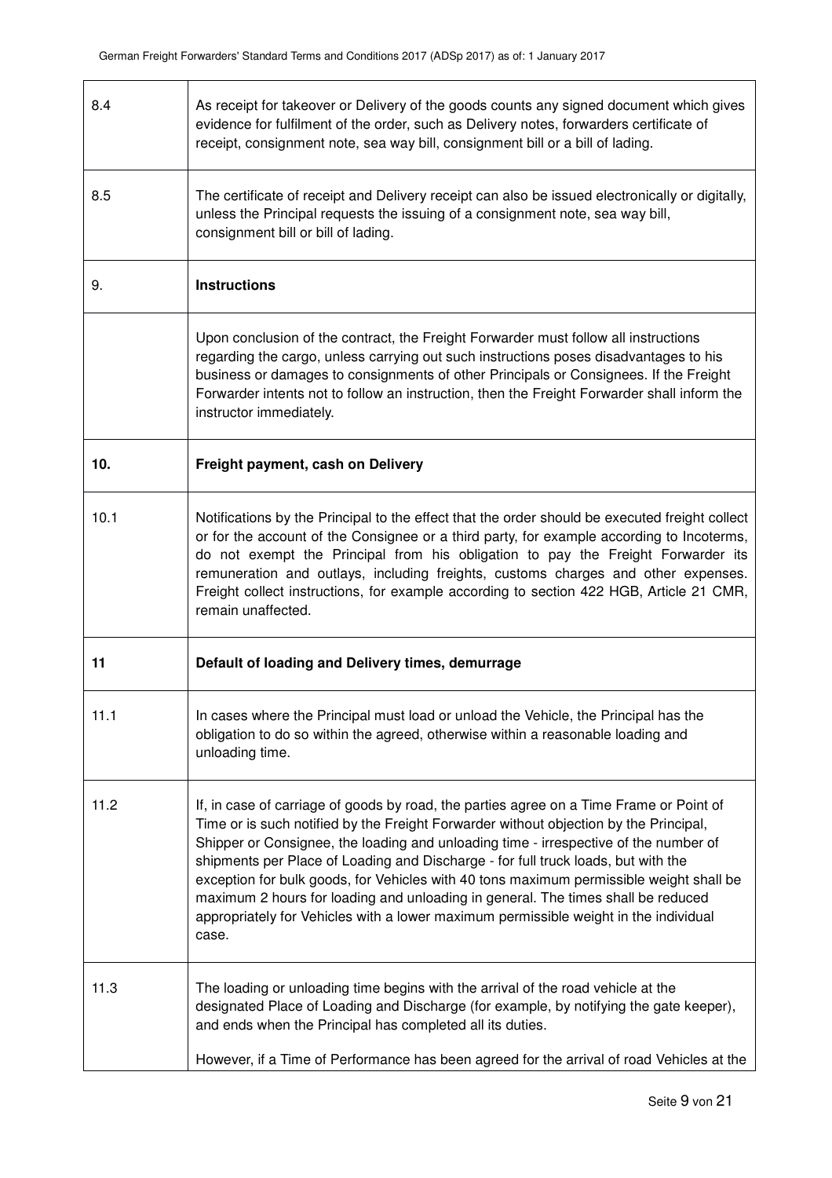| | |
|---|---|
| 8.4 | As receipt for takeover or Delivery of the goods counts any signed document which gives evidence for fulfilment of the order, such as Delivery notes, forwarders certificate of receipt, consignment note, sea way bill, consignment bill or a bill of lading. |
| 8.5 | The certificate of receipt and Delivery receipt can also be issued electronically or digitally, unless the Principal requests the issuing of a consignment note, sea way bill, consignment bill or bill of lading. |
| 9. | **Instructions** |
| | Upon conclusion of the contract, the Freight Forwarder must follow all instructions regarding the cargo, unless carrying out such instructions poses disadvantages to his business or damages to consignments of other Principals or Consignees. If the Freight Forwarder intents not to follow an instruction, then the Freight Forwarder shall inform the instructor immediately. |
| **10.** | **Freight payment, cash on Delivery** |
| 10.1 | Notifications by the Principal to the effect that the order should be executed freight collect or for the account of the Consignee or a third party, for example according to Incoterms, do not exempt the Principal from his obligation to pay the Freight Forwarder its remuneration and outlays, including freights, customs charges and other expenses. Freight collect instructions, for example according to section 422 HGB, Article 21 CMR, remain unaffected. |
| **11** | **Default of loading and Delivery times, demurrage** |
| 11.1 | In cases where the Principal must load or unload the Vehicle, the Principal has the obligation to do so within the agreed, otherwise within a reasonable loading and unloading time. |
| 11.2 | If, in case of carriage of goods by road, the parties agree on a Time Frame or Point of Time or is such notified by the Freight Forwarder without objection by the Principal, Shipper or Consignee, the loading and unloading time - irrespective of the number of shipments per Place of Loading and Discharge - for full truck loads, but with the exception for bulk goods, for Vehicles with 40 tons maximum permissible weight shall be maximum 2 hours for loading and unloading in general. The times shall be reduced appropriately for Vehicles with a lower maximum permissible weight in the individual case. |
| 11.3 | The loading or unloading time begins with the arrival of the road vehicle at the designated Place of Loading and Discharge (for example, by notifying the gate keeper), and ends when the Principal has completed all its duties.<br><br>However, if a Time of Performance has been agreed for the arrival of road Vehicles at the |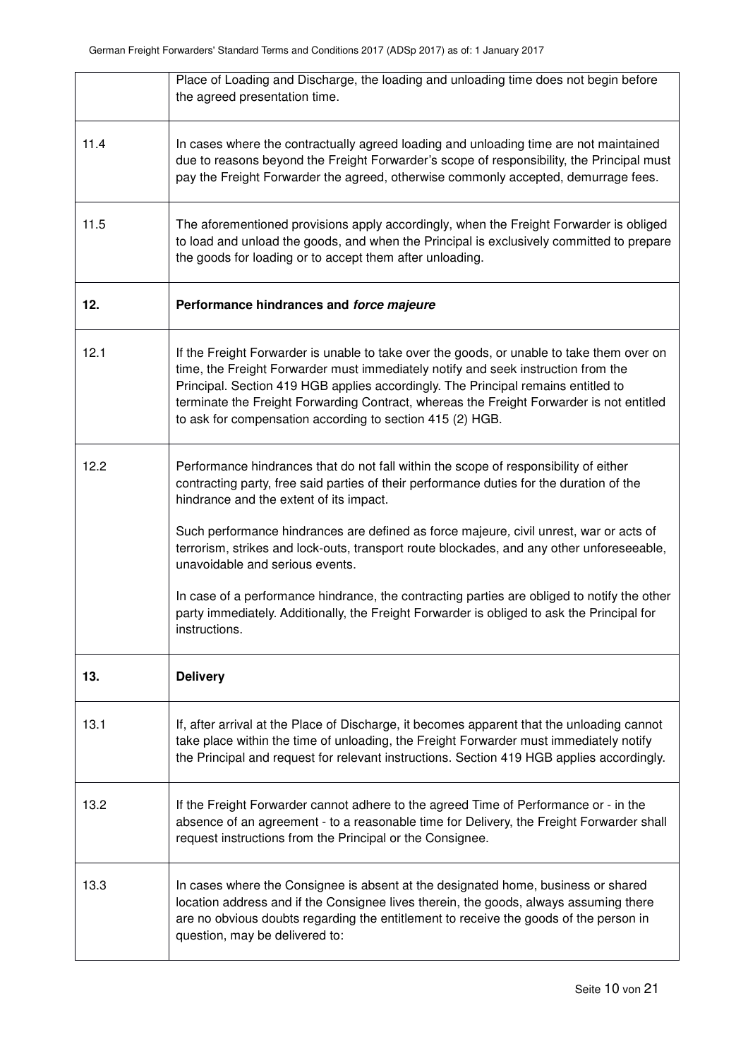| | |
|---|---|
| | Place of Loading and Discharge, the loading and unloading time does not begin before the agreed presentation time. |
| 11.4 | In cases where the contractually agreed loading and unloading time are not maintained due to reasons beyond the Freight Forwarder's scope of responsibility, the Principal must pay the Freight Forwarder the agreed, otherwise commonly accepted, demurrage fees. |
| 11.5 | The aforementioned provisions apply accordingly, when the Freight Forwarder is obliged to load and unload the goods, and when the Principal is exclusively committed to prepare the goods for loading or to accept them after unloading. |
| **12.** | **Performance hindrances and *force majeure*** |
| 12.1 | If the Freight Forwarder is unable to take over the goods, or unable to take them over on time, the Freight Forwarder must immediately notify and seek instruction from the Principal. Section 419 HGB applies accordingly. The Principal remains entitled to terminate the Freight Forwarding Contract, whereas the Freight Forwarder is not entitled to ask for compensation according to section 415 (2) HGB. |
| 12.2 | Performance hindrances that do not fall within the scope of responsibility of either contracting party, free said parties of their performance duties for the duration of the hindrance and the extent of its impact.<br><br>Such performance hindrances are defined as force majeure, civil unrest, war or acts of terrorism, strikes and lock-outs, transport route blockades, and any other unforeseeable, unavoidable and serious events.<br><br>In case of a performance hindrance, the contracting parties are obliged to notify the other party immediately. Additionally, the Freight Forwarder is obliged to ask the Principal for instructions. |
| **13.** | **Delivery** |
| 13.1 | If, after arrival at the Place of Discharge, it becomes apparent that the unloading cannot take place within the time of unloading, the Freight Forwarder must immediately notify the Principal and request for relevant instructions. Section 419 HGB applies accordingly. |
| 13.2 | If the Freight Forwarder cannot adhere to the agreed Time of Performance or - in the absence of an agreement - to a reasonable time for Delivery, the Freight Forwarder shall request instructions from the Principal or the Consignee. |
| 13.3 | In cases where the Consignee is absent at the designated home, business or shared location address and if the Consignee lives therein, the goods, always assuming there are no obvious doubts regarding the entitlement to receive the goods of the person in question, may be delivered to: |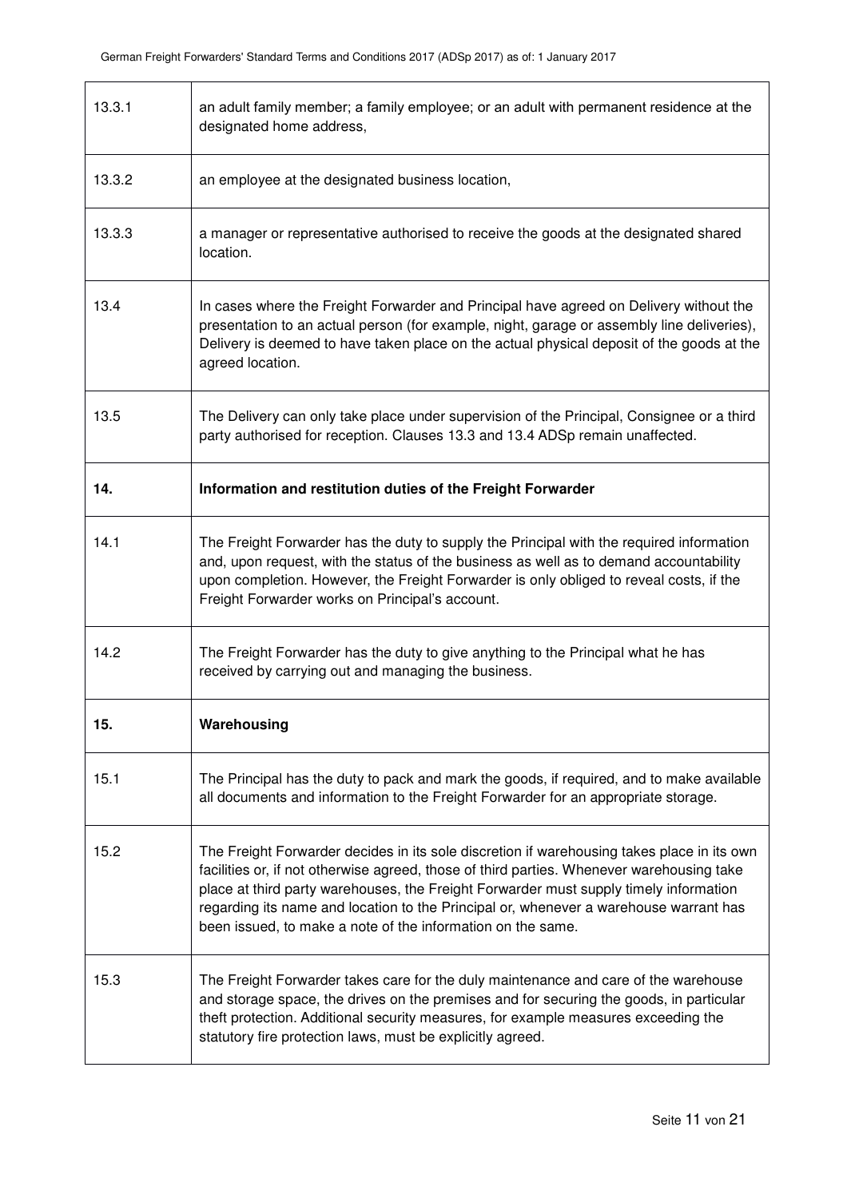| | |
|---|---|
| 13.3.1 | an adult family member; a family employee; or an adult with permanent residence at the designated home address, |
| 13.3.2 | an employee at the designated business location, |
| 13.3.3 | a manager or representative authorised to receive the goods at the designated shared location. |
| 13.4 | In cases where the Freight Forwarder and Principal have agreed on Delivery without the presentation to an actual person (for example, night, garage or assembly line deliveries), Delivery is deemed to have taken place on the actual physical deposit of the goods at the agreed location. |
| 13.5 | The Delivery can only take place under supervision of the Principal, Consignee or a third party authorised for reception. Clauses 13.3 and 13.4 ADSp remain unaffected. |
| **14.** | **Information and restitution duties of the Freight Forwarder** |
| 14.1 | The Freight Forwarder has the duty to supply the Principal with the required information and, upon request, with the status of the business as well as to demand accountability upon completion. However, the Freight Forwarder is only obliged to reveal costs, if the Freight Forwarder works on Principal's account. |
| 14.2 | The Freight Forwarder has the duty to give anything to the Principal what he has received by carrying out and managing the business. |
| **15.** | **Warehousing** |
| 15.1 | The Principal has the duty to pack and mark the goods, if required, and to make available all documents and information to the Freight Forwarder for an appropriate storage. |
| 15.2 | The Freight Forwarder decides in its sole discretion if warehousing takes place in its own facilities or, if not otherwise agreed, those of third parties. Whenever warehousing take place at third party warehouses, the Freight Forwarder must supply timely information regarding its name and location to the Principal or, whenever a warehouse warrant has been issued, to make a note of the information on the same. |
| 15.3 | The Freight Forwarder takes care for the duly maintenance and care of the warehouse and storage space, the drives on the premises and for securing the goods, in particular theft protection. Additional security measures, for example measures exceeding the statutory fire protection laws, must be explicitly agreed. |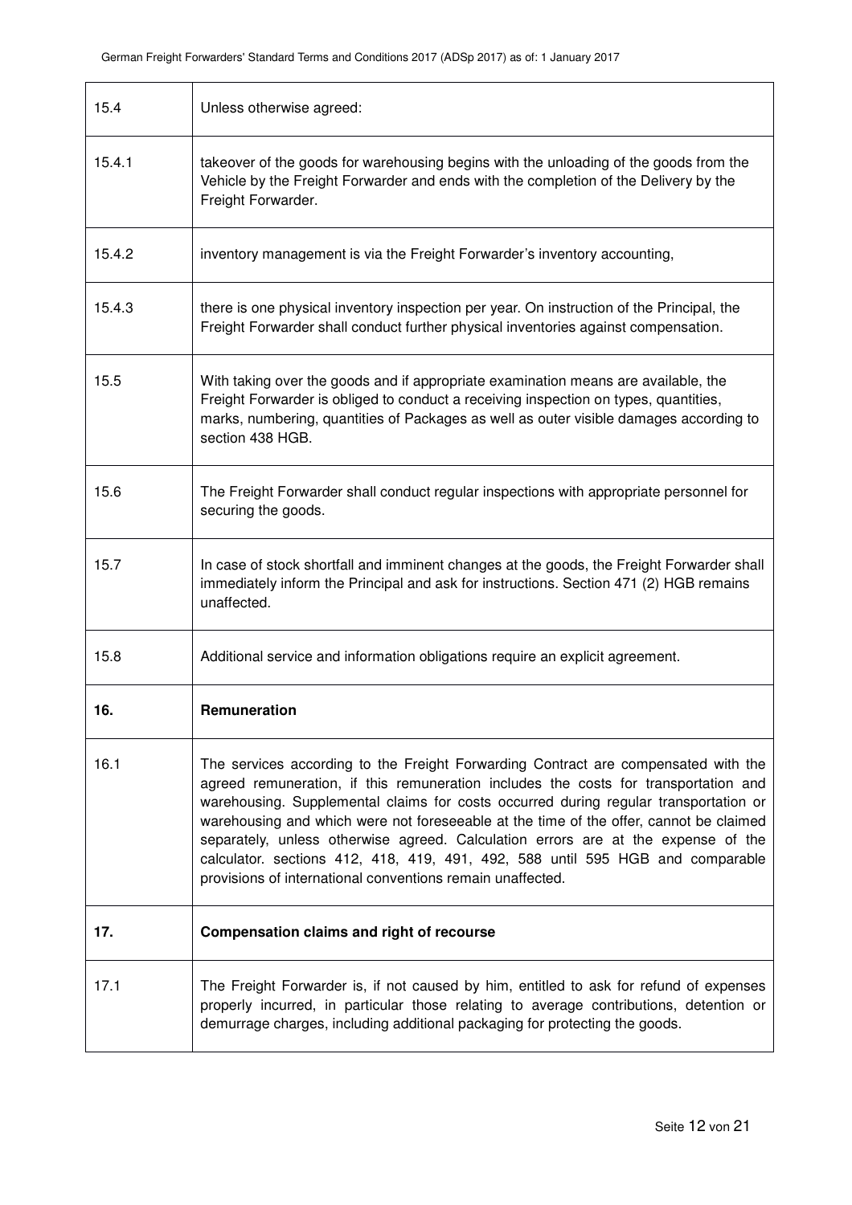| | |
|---|---|
| 15.4 | Unless otherwise agreed: |
| 15.4.1 | takeover of the goods for warehousing begins with the unloading of the goods from the Vehicle by the Freight Forwarder and ends with the completion of the Delivery by the Freight Forwarder. |
| 15.4.2 | inventory management is via the Freight Forwarder's inventory accounting, |
| 15.4.3 | there is one physical inventory inspection per year. On instruction of the Principal, the Freight Forwarder shall conduct further physical inventories against compensation. |
| 15.5 | With taking over the goods and if appropriate examination means are available, the Freight Forwarder is obliged to conduct a receiving inspection on types, quantities, marks, numbering, quantities of Packages as well as outer visible damages according to section 438 HGB. |
| 15.6 | The Freight Forwarder shall conduct regular inspections with appropriate personnel for securing the goods. |
| 15.7 | In case of stock shortfall and imminent changes at the goods, the Freight Forwarder shall immediately inform the Principal and ask for instructions. Section 471 (2) HGB remains unaffected. |
| 15.8 | Additional service and information obligations require an explicit agreement. |
| **16.** | **Remuneration** |
| 16.1 | The services according to the Freight Forwarding Contract are compensated with the agreed remuneration, if this remuneration includes the costs for transportation and warehousing. Supplemental claims for costs occurred during regular transportation or warehousing and which were not foreseeable at the time of the offer, cannot be claimed separately, unless otherwise agreed. Calculation errors are at the expense of the calculator. sections 412, 418, 419, 491, 492, 588 until 595 HGB and comparable provisions of international conventions remain unaffected. |
| **17.** | **Compensation claims and right of recourse** |
| 17.1 | The Freight Forwarder is, if not caused by him, entitled to ask for refund of expenses properly incurred, in particular those relating to average contributions, detention or demurrage charges, including additional packaging for protecting the goods. |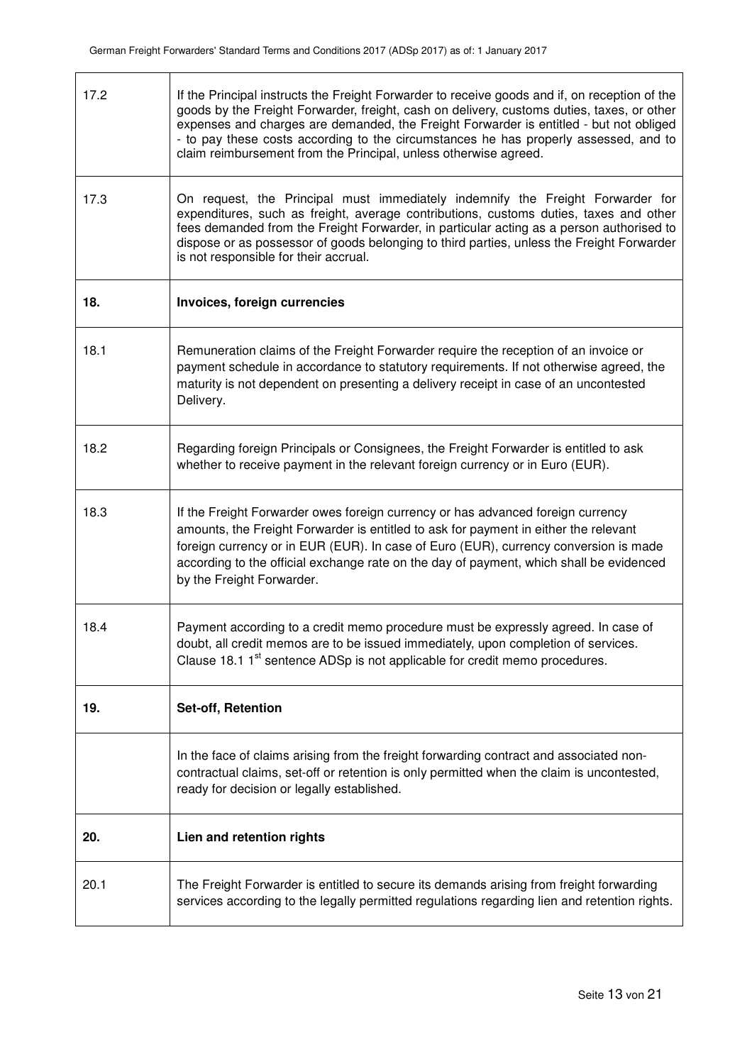| | |
|---|---|
| 17.2 | If the Principal instructs the Freight Forwarder to receive goods and if, on reception of the goods by the Freight Forwarder, freight, cash on delivery, customs duties, taxes, or other expenses and charges are demanded, the Freight Forwarder is entitled - but not obliged - to pay these costs according to the circumstances he has properly assessed, and to claim reimbursement from the Principal, unless otherwise agreed. |
| 17.3 | On request, the Principal must immediately indemnify the Freight Forwarder for expenditures, such as freight, average contributions, customs duties, taxes and other fees demanded from the Freight Forwarder, in particular acting as a person authorised to dispose or as possessor of goods belonging to third parties, unless the Freight Forwarder is not responsible for their accrual. |
| **18.** | **Invoices, foreign currencies** |
| 18.1 | Remuneration claims of the Freight Forwarder require the reception of an invoice or payment schedule in accordance to statutory requirements. If not otherwise agreed, the maturity is not dependent on presenting a delivery receipt in case of an uncontested Delivery. |
| 18.2 | Regarding foreign Principals or Consignees, the Freight Forwarder is entitled to ask whether to receive payment in the relevant foreign currency or in Euro (EUR). |
| 18.3 | If the Freight Forwarder owes foreign currency or has advanced foreign currency amounts, the Freight Forwarder is entitled to ask for payment in either the relevant foreign currency or in EUR (EUR). In case of Euro (EUR), currency conversion is made according to the official exchange rate on the day of payment, which shall be evidenced by the Freight Forwarder. |
| 18.4 | Payment according to a credit memo procedure must be expressly agreed. In case of doubt, all credit memos are to be issued immediately, upon completion of services. Clause 18.1 1st sentence ADSp is not applicable for credit memo procedures. |
| **19.** | **Set-off, Retention** |
| | In the face of claims arising from the freight forwarding contract and associated non-contractual claims, set-off or retention is only permitted when the claim is uncontested, ready for decision or legally established. |
| **20.** | **Lien and retention rights** |
| 20.1 | The Freight Forwarder is entitled to secure its demands arising from freight forwarding services according to the legally permitted regulations regarding lien and retention rights. |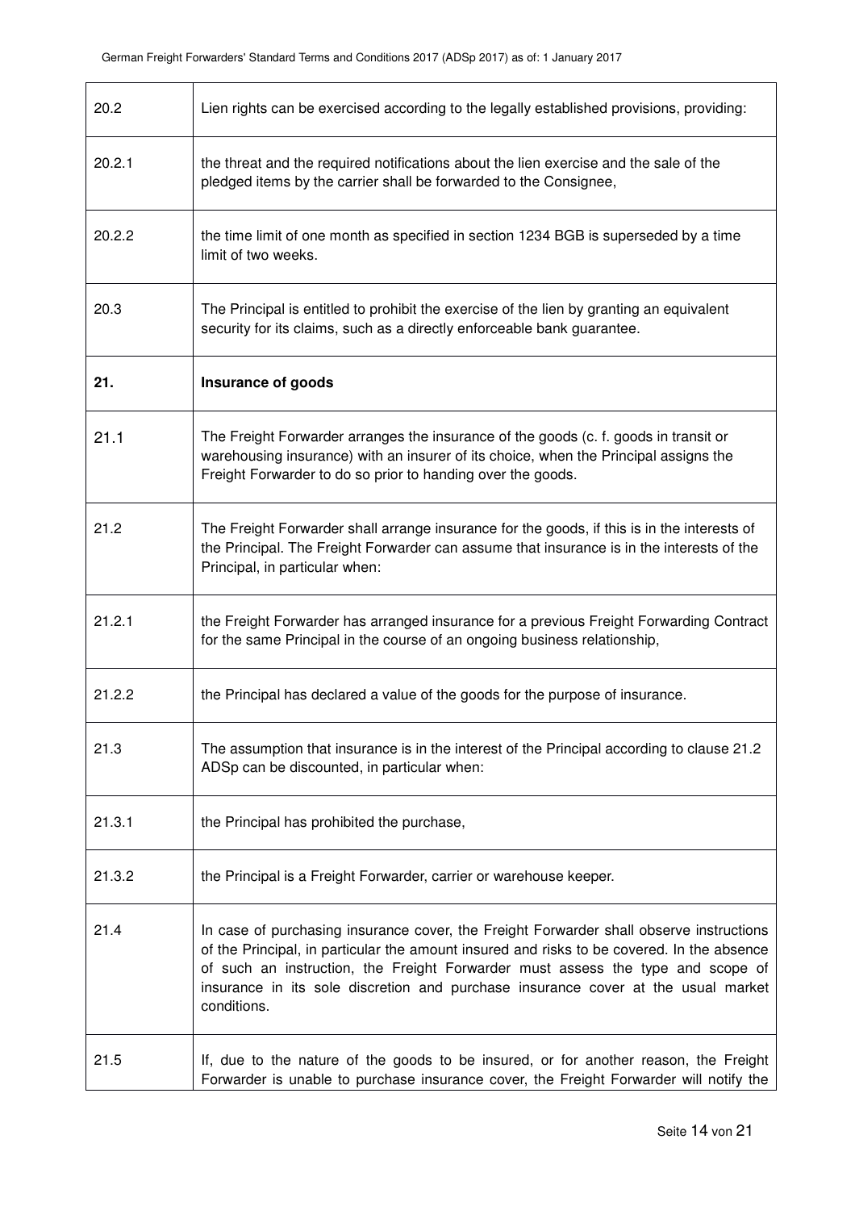| | |
|---|---|
| 20.2 | Lien rights can be exercised according to the legally established provisions, providing: |
| 20.2.1 | the threat and the required notifications about the lien exercise and the sale of the pledged items by the carrier shall be forwarded to the Consignee, |
| 20.2.2 | the time limit of one month as specified in section 1234 BGB is superseded by a time limit of two weeks. |
| 20.3 | The Principal is entitled to prohibit the exercise of the lien by granting an equivalent security for its claims, such as a directly enforceable bank guarantee. |
| **21.** | **Insurance of goods** |
| 21.1 | The Freight Forwarder arranges the insurance of the goods (c. f. goods in transit or warehousing insurance) with an insurer of its choice, when the Principal assigns the Freight Forwarder to do so prior to handing over the goods. |
| 21.2 | The Freight Forwarder shall arrange insurance for the goods, if this is in the interests of the Principal. The Freight Forwarder can assume that insurance is in the interests of the Principal, in particular when: |
| 21.2.1 | the Freight Forwarder has arranged insurance for a previous Freight Forwarding Contract for the same Principal in the course of an ongoing business relationship, |
| 21.2.2 | the Principal has declared a value of the goods for the purpose of insurance. |
| 21.3 | The assumption that insurance is in the interest of the Principal according to clause 21.2 ADSp can be discounted, in particular when: |
| 21.3.1 | the Principal has prohibited the purchase, |
| 21.3.2 | the Principal is a Freight Forwarder, carrier or warehouse keeper. |
| 21.4 | In case of purchasing insurance cover, the Freight Forwarder shall observe instructions of the Principal, in particular the amount insured and risks to be covered. In the absence of such an instruction, the Freight Forwarder must assess the type and scope of insurance in its sole discretion and purchase insurance cover at the usual market conditions. |
| 21.5 | If, due to the nature of the goods to be insured, or for another reason, the Freight Forwarder is unable to purchase insurance cover, the Freight Forwarder will notify the |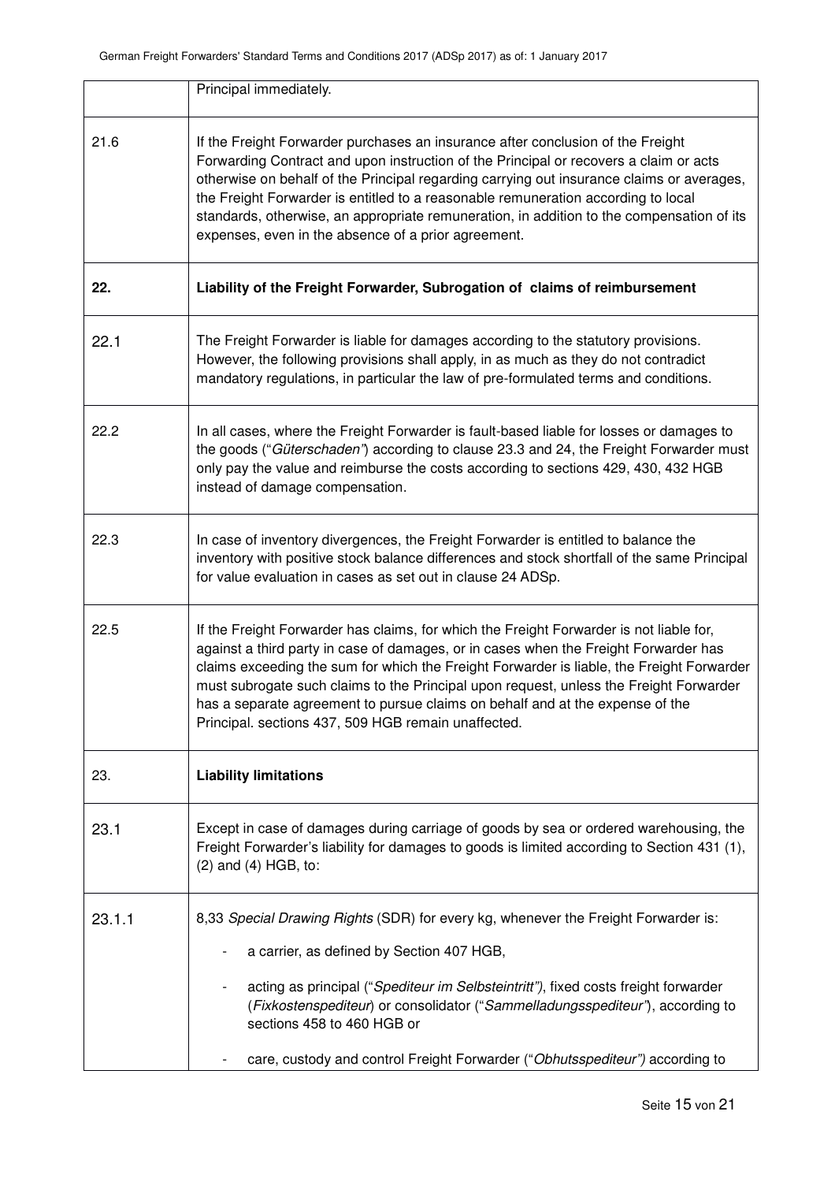| | |
|---|---|
| | Principal immediately. |
| 21.6 | If the Freight Forwarder purchases an insurance after conclusion of the Freight Forwarding Contract and upon instruction of the Principal or recovers a claim or acts otherwise on behalf of the Principal regarding carrying out insurance claims or averages, the Freight Forwarder is entitled to a reasonable remuneration according to local standards, otherwise, an appropriate remuneration, in addition to the compensation of its expenses, even in the absence of a prior agreement. |
| **22.** | **Liability of the Freight Forwarder, Subrogation of claims of reimbursement** |
| 22.1 | The Freight Forwarder is liable for damages according to the statutory provisions. However, the following provisions shall apply, in as much as they do not contradict mandatory regulations, in particular the law of pre-formulated terms and conditions. |
| 22.2 | In all cases, where the Freight Forwarder is fault-based liable for losses or damages to the goods ("*Güterschaden*") according to clause 23.3 and 24, the Freight Forwarder must only pay the value and reimburse the costs according to sections 429, 430, 432 HGB instead of damage compensation. |
| 22.3 | In case of inventory divergences, the Freight Forwarder is entitled to balance the inventory with positive stock balance differences and stock shortfall of the same Principal for value evaluation in cases as set out in clause 24 ADSp. |
| 22.5 | If the Freight Forwarder has claims, for which the Freight Forwarder is not liable for, against a third party in case of damages, or in cases when the Freight Forwarder has claims exceeding the sum for which the Freight Forwarder is liable, the Freight Forwarder must subrogate such claims to the Principal upon request, unless the Freight Forwarder has a separate agreement to pursue claims on behalf and at the expense of the Principal. sections 437, 509 HGB remain unaffected. |
| 23. | **Liability limitations** |
| 23.1 | Except in case of damages during carriage of goods by sea or ordered warehousing, the Freight Forwarder's liability for damages to goods is limited according to Section 431 (1), (2) and (4) HGB, to: |
| 23.1.1 | 8,33 *Special Drawing Rights* (SDR) for every kg, whenever the Freight Forwarder is:<br>- a carrier, as defined by Section 407 HGB,<br>- acting as principal ("*Spediteur im Selbsteintritt")*, fixed costs freight forwarder (*Fixkostenspediteur*) or consolidator ("*Sammelladungsspediteur*"), according to sections 458 to 460 HGB or<br>- care, custody and control Freight Forwarder ("*Obhutsspediteur")* according to |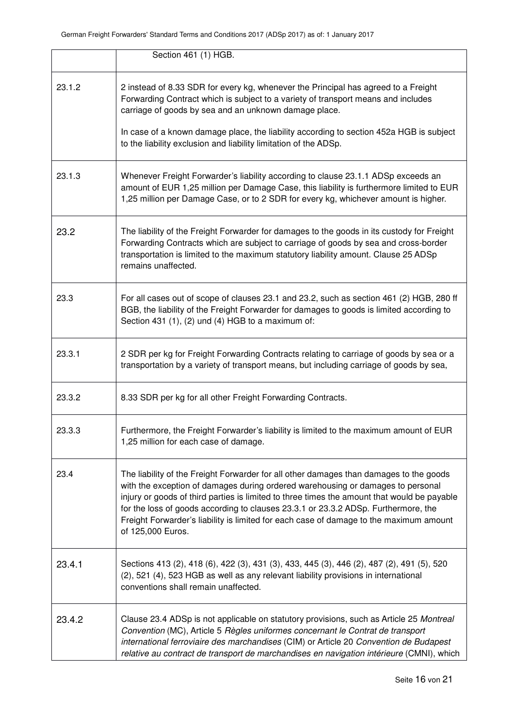| | |
|---|---|
| | Section 461 (1) HGB. |
| 23.1.2 | 2 instead of 8.33 SDR for every kg, whenever the Principal has agreed to a Freight Forwarding Contract which is subject to a variety of transport means and includes carriage of goods by sea and an unknown damage place.<br><br>In case of a known damage place, the liability according to section 452a HGB is subject to the liability exclusion and liability limitation of the ADSp. |
| 23.1.3 | Whenever Freight Forwarder's liability according to clause 23.1.1 ADSp exceeds an amount of EUR 1,25 million per Damage Case, this liability is furthermore limited to EUR 1,25 million per Damage Case, or to 2 SDR for every kg, whichever amount is higher. |
| 23.2 | The liability of the Freight Forwarder for damages to the goods in its custody for Freight Forwarding Contracts which are subject to carriage of goods by sea and cross-border transportation is limited to the maximum statutory liability amount. Clause 25 ADSp remains unaffected. |
| 23.3 | For all cases out of scope of clauses 23.1 and 23.2, such as section 461 (2) HGB, 280 ff BGB, the liability of the Freight Forwarder for damages to goods is limited according to Section 431 (1), (2) und (4) HGB to a maximum of: |
| 23.3.1 | 2 SDR per kg for Freight Forwarding Contracts relating to carriage of goods by sea or a transportation by a variety of transport means, but including carriage of goods by sea, |
| 23.3.2 | 8.33 SDR per kg for all other Freight Forwarding Contracts. |
| 23.3.3 | Furthermore, the Freight Forwarder's liability is limited to the maximum amount of EUR 1,25 million for each case of damage. |
| 23.4 | The liability of the Freight Forwarder for all other damages than damages to the goods with the exception of damages during ordered warehousing or damages to personal injury or goods of third parties is limited to three times the amount that would be payable for the loss of goods according to clauses 23.3.1 or 23.3.2 ADSp. Furthermore, the Freight Forwarder's liability is limited for each case of damage to the maximum amount of 125,000 Euros. |
| 23.4.1 | Sections 413 (2), 418 (6), 422 (3), 431 (3), 433, 445 (3), 446 (2), 487 (2), 491 (5), 520 (2), 521 (4), 523 HGB as well as any relevant liability provisions in international conventions shall remain unaffected. |
| 23.4.2 | Clause 23.4 ADSp is not applicable on statutory provisions, such as Article 25 *Montreal Convention* (MC), Article 5 *Règles uniformes concernant le Contrat de transport international ferroviaire des marchandises* (CIM) or Article 20 *Convention de Budapest relative au contract de transport de marchandises en navigation intérieure* (CMNI), which |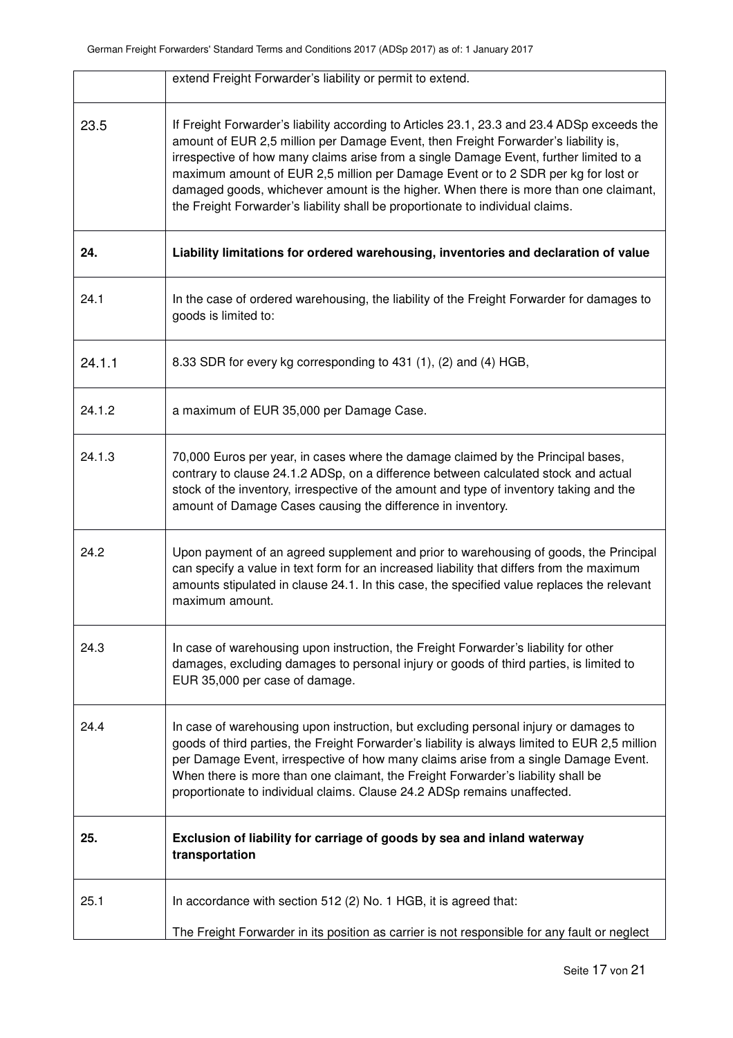| | |
|---|---|
| | extend Freight Forwarder's liability or permit to extend. |
| 23.5 | If Freight Forwarder's liability according to Articles 23.1, 23.3 and 23.4 ADSp exceeds the amount of EUR 2,5 million per Damage Event, then Freight Forwarder's liability is, irrespective of how many claims arise from a single Damage Event, further limited to a maximum amount of EUR 2,5 million per Damage Event or to 2 SDR per kg for lost or damaged goods, whichever amount is the higher. When there is more than one claimant, the Freight Forwarder's liability shall be proportionate to individual claims. |
| **24.** | **Liability limitations for ordered warehousing, inventories and declaration of value** |
| 24.1 | In the case of ordered warehousing, the liability of the Freight Forwarder for damages to goods is limited to: |
| 24.1.1 | 8.33 SDR for every kg corresponding to 431 (1), (2) and (4) HGB, |
| 24.1.2 | a maximum of EUR 35,000 per Damage Case. |
| 24.1.3 | 70,000 Euros per year, in cases where the damage claimed by the Principal bases, contrary to clause 24.1.2 ADSp, on a difference between calculated stock and actual stock of the inventory, irrespective of the amount and type of inventory taking and the amount of Damage Cases causing the difference in inventory. |
| 24.2 | Upon payment of an agreed supplement and prior to warehousing of goods, the Principal can specify a value in text form for an increased liability that differs from the maximum amounts stipulated in clause 24.1. In this case, the specified value replaces the relevant maximum amount. |
| 24.3 | In case of warehousing upon instruction, the Freight Forwarder's liability for other damages, excluding damages to personal injury or goods of third parties, is limited to EUR 35,000 per case of damage. |
| 24.4 | In case of warehousing upon instruction, but excluding personal injury or damages to goods of third parties, the Freight Forwarder's liability is always limited to EUR 2,5 million per Damage Event, irrespective of how many claims arise from a single Damage Event. When there is more than one claimant, the Freight Forwarder's liability shall be proportionate to individual claims. Clause 24.2 ADSp remains unaffected. |
| **25.** | **Exclusion of liability for carriage of goods by sea and inland waterway transportation** |
| 25.1 | In accordance with section 512 (2) No. 1 HGB, it is agreed that:<br><br>The Freight Forwarder in its position as carrier is not responsible for any fault or neglect |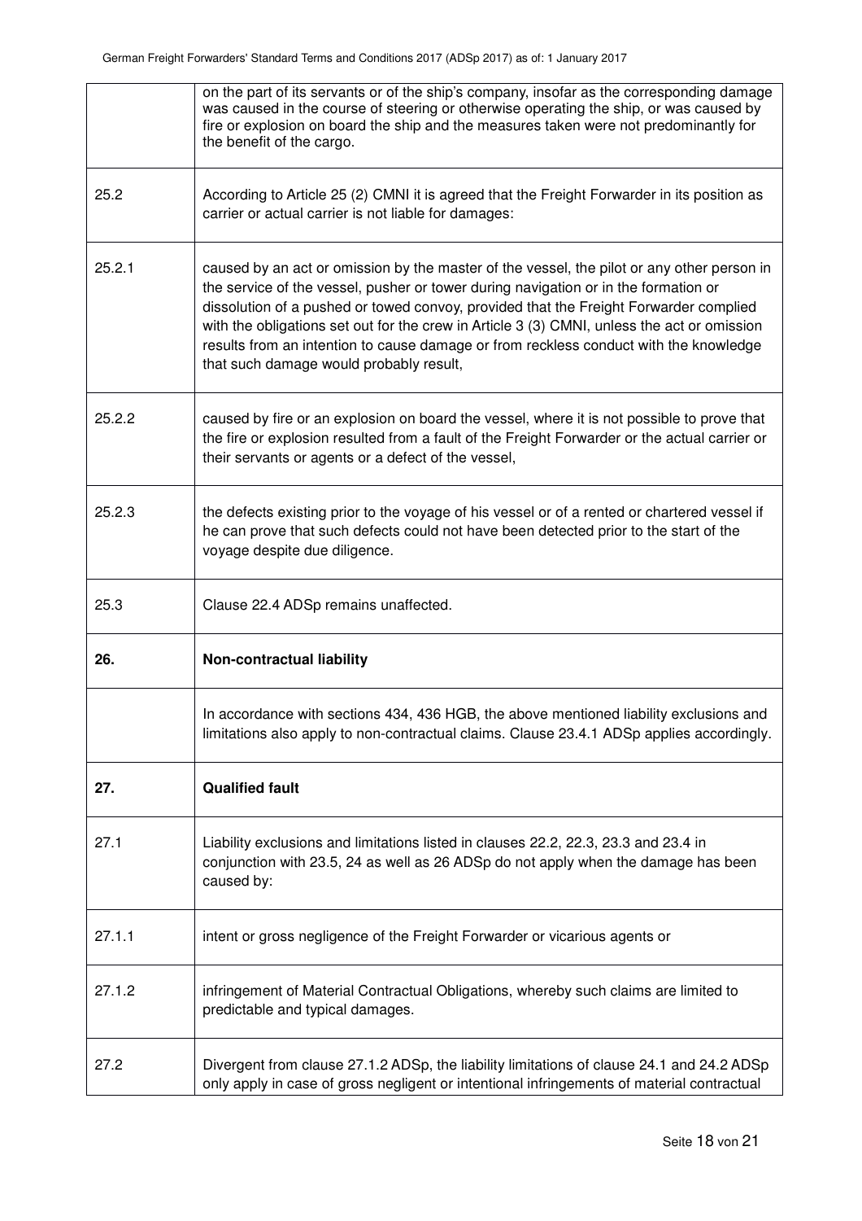| | |
|---|---|
| | on the part of its servants or of the ship's company, insofar as the corresponding damage was caused in the course of steering or otherwise operating the ship, or was caused by fire or explosion on board the ship and the measures taken were not predominantly for the benefit of the cargo. |
| 25.2 | According to Article 25 (2) CMNI it is agreed that the Freight Forwarder in its position as carrier or actual carrier is not liable for damages: |
| 25.2.1 | caused by an act or omission by the master of the vessel, the pilot or any other person in the service of the vessel, pusher or tower during navigation or in the formation or dissolution of a pushed or towed convoy, provided that the Freight Forwarder complied with the obligations set out for the crew in Article 3 (3) CMNI, unless the act or omission results from an intention to cause damage or from reckless conduct with the knowledge that such damage would probably result, |
| 25.2.2 | caused by fire or an explosion on board the vessel, where it is not possible to prove that the fire or explosion resulted from a fault of the Freight Forwarder or the actual carrier or their servants or agents or a defect of the vessel, |
| 25.2.3 | the defects existing prior to the voyage of his vessel or of a rented or chartered vessel if he can prove that such defects could not have been detected prior to the start of the voyage despite due diligence. |
| 25.3 | Clause 22.4 ADSp remains unaffected. |
| **26.** | **Non-contractual liability** |
| | In accordance with sections 434, 436 HGB, the above mentioned liability exclusions and limitations also apply to non-contractual claims. Clause 23.4.1 ADSp applies accordingly. |
| **27.** | **Qualified fault** |
| 27.1 | Liability exclusions and limitations listed in clauses 22.2, 22.3, 23.3 and 23.4 in conjunction with 23.5, 24 as well as 26 ADSp do not apply when the damage has been caused by: |
| 27.1.1 | intent or gross negligence of the Freight Forwarder or vicarious agents or |
| 27.1.2 | infringement of Material Contractual Obligations, whereby such claims are limited to predictable and typical damages. |
| 27.2 | Divergent from clause 27.1.2 ADSp, the liability limitations of clause 24.1 and 24.2 ADSp only apply in case of gross negligent or intentional infringements of material contractual |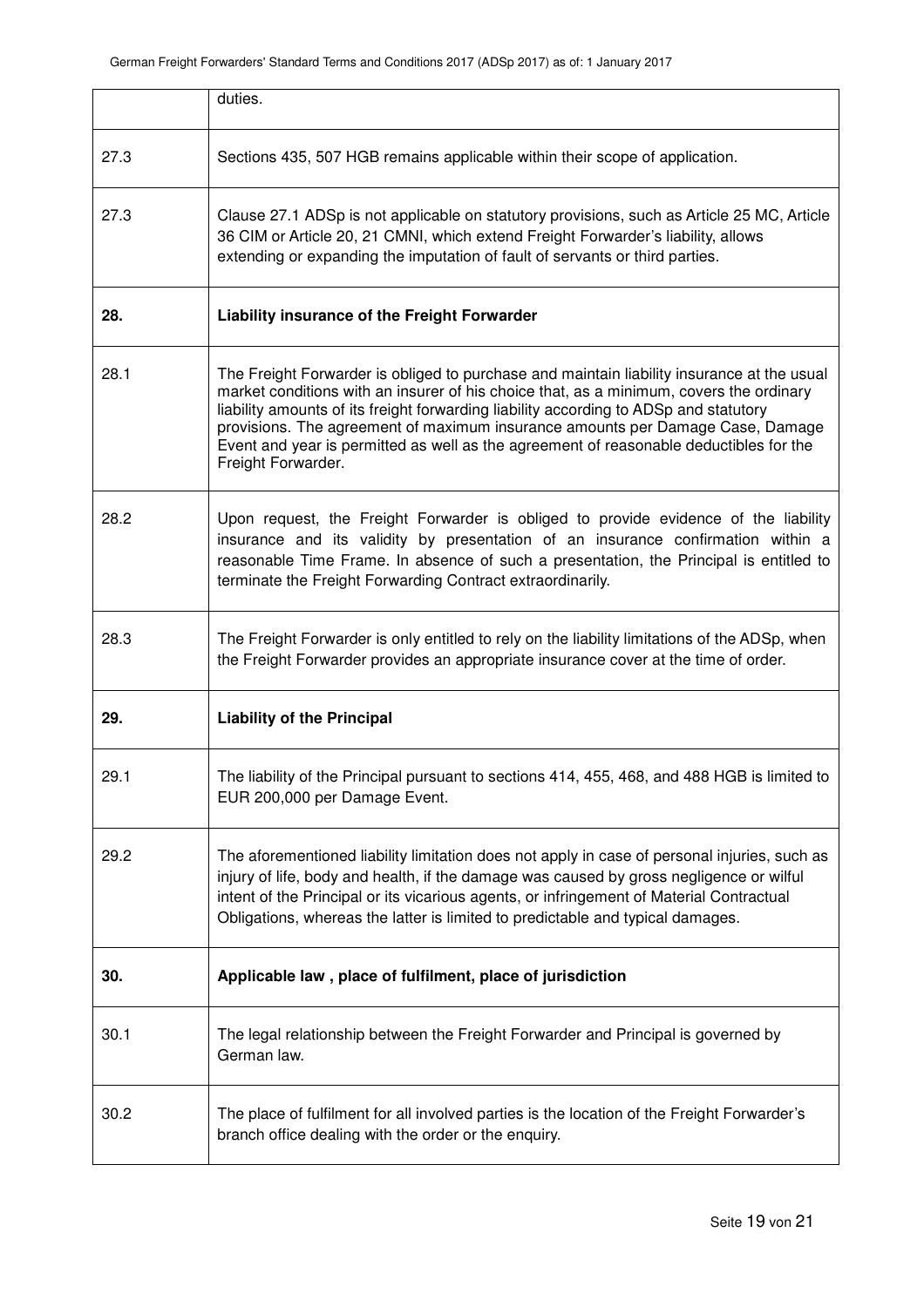| | |
|---|---|
| | duties. |
| 27.3 | Sections 435, 507 HGB remains applicable within their scope of application. |
| 27.3 | Clause 27.1 ADSp is not applicable on statutory provisions, such as Article 25 MC, Article 36 CIM or Article 20, 21 CMNI, which extend Freight Forwarder's liability, allows extending or expanding the imputation of fault of servants or third parties. |
| **28.** | **Liability insurance of the Freight Forwarder** |
| 28.1 | The Freight Forwarder is obliged to purchase and maintain liability insurance at the usual market conditions with an insurer of his choice that, as a minimum, covers the ordinary liability amounts of its freight forwarding liability according to ADSp and statutory provisions. The agreement of maximum insurance amounts per Damage Case, Damage Event and year is permitted as well as the agreement of reasonable deductibles for the Freight Forwarder. |
| 28.2 | Upon request, the Freight Forwarder is obliged to provide evidence of the liability insurance and its validity by presentation of an insurance confirmation within a reasonable Time Frame. In absence of such a presentation, the Principal is entitled to terminate the Freight Forwarding Contract extraordinarily. |
| 28.3 | The Freight Forwarder is only entitled to rely on the liability limitations of the ADSp, when the Freight Forwarder provides an appropriate insurance cover at the time of order. |
| **29.** | **Liability of the Principal** |
| 29.1 | The liability of the Principal pursuant to sections 414, 455, 468, and 488 HGB is limited to EUR 200,000 per Damage Event. |
| 29.2 | The aforementioned liability limitation does not apply in case of personal injuries, such as injury of life, body and health, if the damage was caused by gross negligence or wilful intent of the Principal or its vicarious agents, or infringement of Material Contractual Obligations, whereas the latter is limited to predictable and typical damages. |
| **30.** | **Applicable law , place of fulfilment, place of jurisdiction** |
| 30.1 | The legal relationship between the Freight Forwarder and Principal is governed by German law. |
| 30.2 | The place of fulfilment for all involved parties is the location of the Freight Forwarder's branch office dealing with the order or the enquiry. |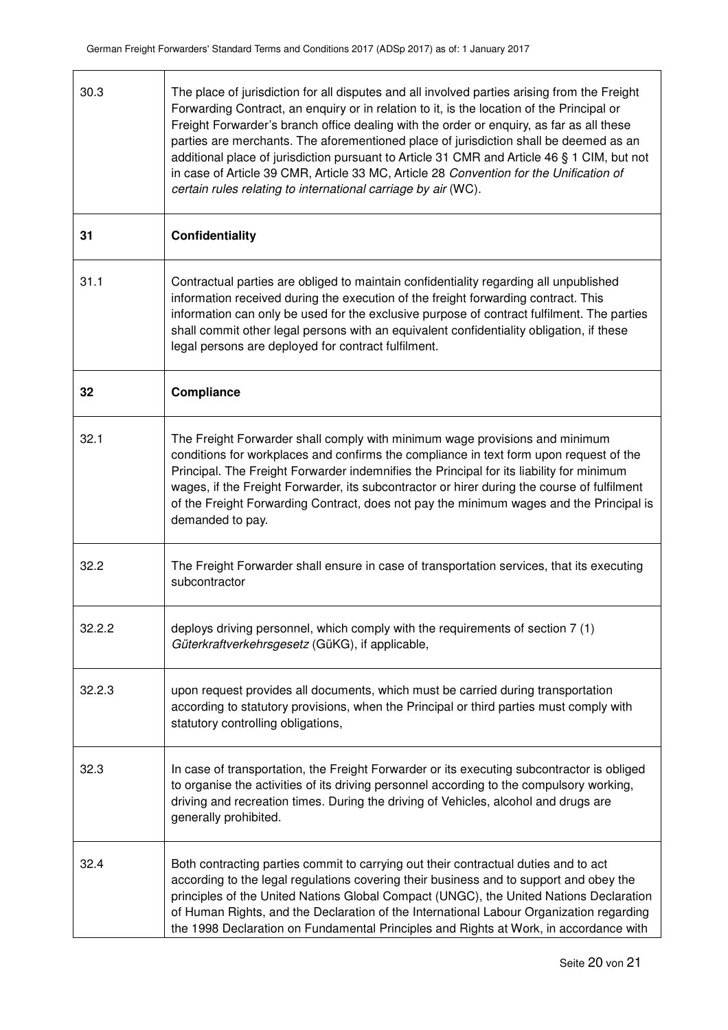| | |
|---|---|
| 30.3 | The place of jurisdiction for all disputes and all involved parties arising from the Freight Forwarding Contract, an enquiry or in relation to it, is the location of the Principal or Freight Forwarder's branch office dealing with the order or enquiry, as far as all these parties are merchants. The aforementioned place of jurisdiction shall be deemed as an additional place of jurisdiction pursuant to Article 31 CMR and Article 46 § 1 CIM, but not in case of Article 39 CMR, Article 33 MC, Article 28 *Convention for the Unification of certain rules relating to international carriage by air* (WC). |
| **31** | **Confidentiality** |
| 31.1 | Contractual parties are obliged to maintain confidentiality regarding all unpublished information received during the execution of the freight forwarding contract. This information can only be used for the exclusive purpose of contract fulfilment. The parties shall commit other legal persons with an equivalent confidentiality obligation, if these legal persons are deployed for contract fulfilment. |
| **32** | **Compliance** |
| 32.1 | The Freight Forwarder shall comply with minimum wage provisions and minimum conditions for workplaces and confirms the compliance in text form upon request of the Principal. The Freight Forwarder indemnifies the Principal for its liability for minimum wages, if the Freight Forwarder, its subcontractor or hirer during the course of fulfilment of the Freight Forwarding Contract, does not pay the minimum wages and the Principal is demanded to pay. |
| 32.2 | The Freight Forwarder shall ensure in case of transportation services, that its executing subcontractor |
| 32.2.2 | deploys driving personnel, which comply with the requirements of section 7 (1) *Güterkraftverkehrsgesetz* (GüKG), if applicable, |
| 32.2.3 | upon request provides all documents, which must be carried during transportation according to statutory provisions, when the Principal or third parties must comply with statutory controlling obligations, |
| 32.3 | In case of transportation, the Freight Forwarder or its executing subcontractor is obliged to organise the activities of its driving personnel according to the compulsory working, driving and recreation times. During the driving of Vehicles, alcohol and drugs are generally prohibited. |
| 32.4 | Both contracting parties commit to carrying out their contractual duties and to act according to the legal regulations covering their business and to support and obey the principles of the United Nations Global Compact (UNGC), the United Nations Declaration of Human Rights, and the Declaration of the International Labour Organization regarding the 1998 Declaration on Fundamental Principles and Rights at Work, in accordance with |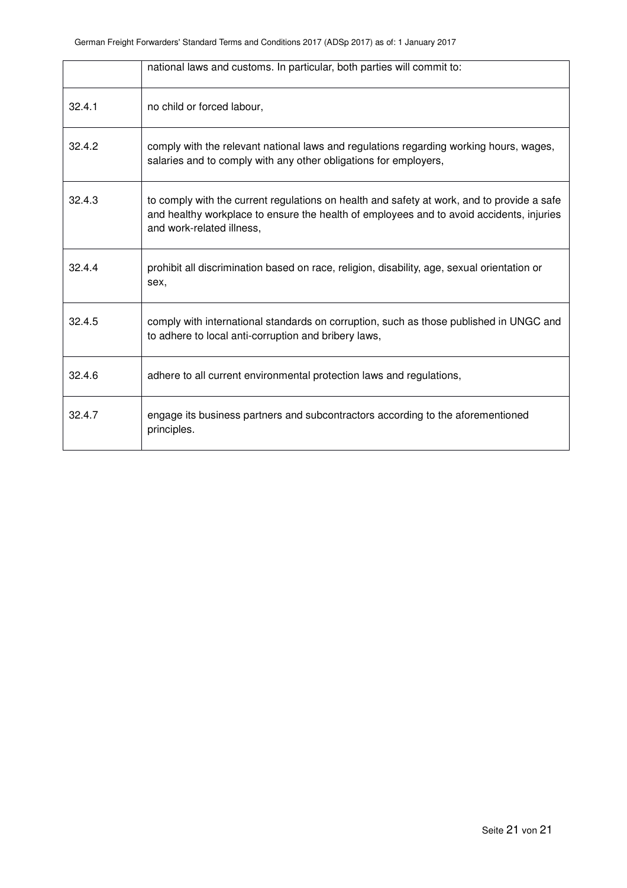| | |
|---|---|
| | national laws and customs. In particular, both parties will commit to: |
| 32.4.1 | no child or forced labour, |
| 32.4.2 | comply with the relevant national laws and regulations regarding working hours, wages, salaries and to comply with any other obligations for employers, |
| 32.4.3 | to comply with the current regulations on health and safety at work, and to provide a safe and healthy workplace to ensure the health of employees and to avoid accidents, injuries and work-related illness, |
| 32.4.4 | prohibit all discrimination based on race, religion, disability, age, sexual orientation or sex, |
| 32.4.5 | comply with international standards on corruption, such as those published in UNGC and to adhere to local anti-corruption and bribery laws, |
| 32.4.6 | adhere to all current environmental protection laws and regulations, |
| 32.4.7 | engage its business partners and subcontractors according to the aforementioned principles. |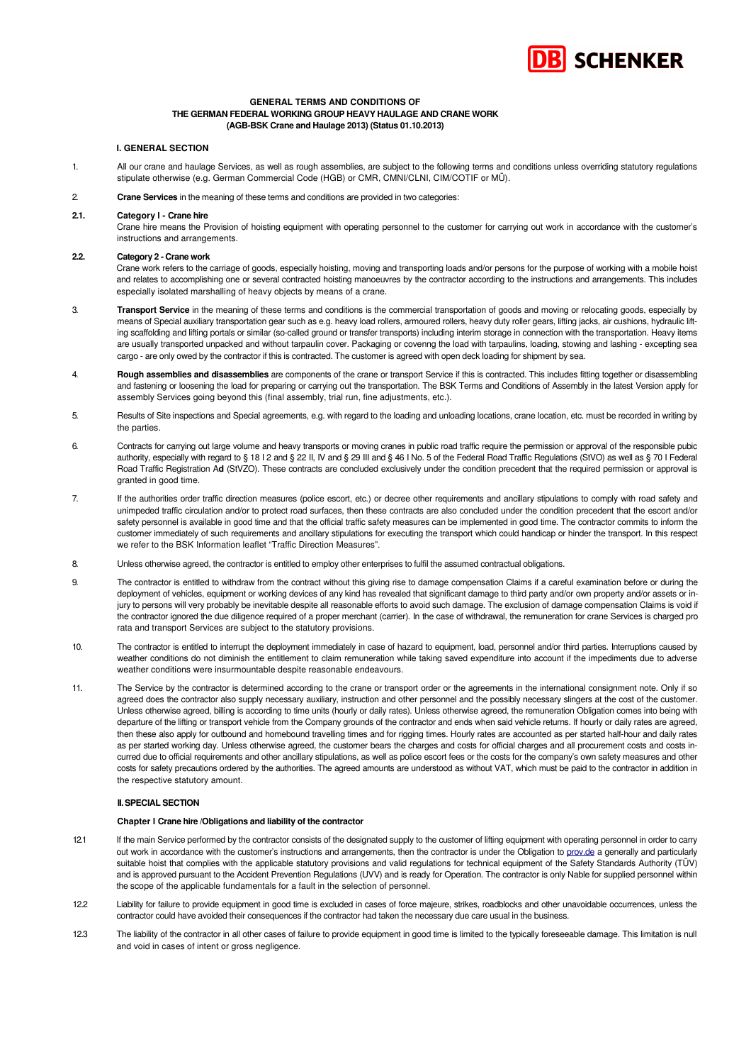**GENERAL TERMS AND CONDITIONS OF THE GERMAN FEDERAL WORKING GROUP HEAVY HAULAGE AND CRANE WORK (AGB-BSK Crane and Haulage 2013) (Status 01.10.2013)**

## I. GENERAL SECTION

1. All our crane and haulage Services, as well as rough assemblies, are subject to the following terms and conditions unless overriding statutory regulations stipulate otherwise (e.g. German Commercial Code (HGB) or CMR, CMNI/CLNI, CIM/COTIF or MÜ).

2. **Crane Services** in the meaning of these terms and conditions are provided in two categories:

**2.1. Category I - Crane hire**
Crane hire means the Provision of hoisting equipment with operating personnel to the customer for carrying out work in accordance with the customer's instructions and arrangements.

**2.2. Category 2 - Crane work**
Crane work refers to the carriage of goods, especially hoisting, moving and transporting loads and/or persons for the purpose of working with a mobile hoist and relates to accomplishing one or several contracted hoisting manoeuvres by the contractor according to the instructions and arrangements. This includes especially isolated marshalling of heavy objects by means of a crane.

3. **Transport Service** in the meaning of these terms and conditions is the commercial transportation of goods and moving or relocating goods, especially by means of Special auxiliary transportation gear such as e.g. heavy load rollers, armoured rollers, heavy duty roller gears, lifting jacks, air cushions, hydraulic lifting scaffolding and lifting portals or similar (so-called ground or transfer transports) including interim storage in connection with the transportation. Heavy items are usually transported unpacked and without tarpaulin cover. Packaging or covenng the load with tarpaulins, loading, stowing and lashing - excepting sea cargo - are only owed by the contractor if this is contracted. The customer is agreed with open deck loading for shipment by sea.

4. **Rough assemblies and disassemblies** are components of the crane or transport Service if this is contracted. This includes fitting together or disassembling and fastening or loosening the load for preparing or carrying out the transportation. The BSK Terms and Conditions of Assembly in the latest Version apply for assembly Services going beyond this (final assembly, trial run, fine adjustments, etc.).

5. Results of Site inspections and Special agreements, e.g. with regard to the loading and unloading locations, crane location, etc. must be recorded in writing by the parties.

6. Contracts for carrying out large volume and heavy transports or moving cranes in public road traffic require the permission or approval of the responsible pubic authority, especially with regard to § 18 I 2 and § 22 II, IV and § 29 III and § 46 I No. 5 of the Federal Road Traffic Regulations (StVO) as well as § 70 I Federal Road Traffic Registration Ad (StVZO). These contracts are concluded exclusively under the condition precedent that the required permission or approval is granted in good time.

7. If the authorities order traffic direction measures (police escort, etc.) or decree other requirements and ancillary stipulations to comply with road safety and unimpeded traffic circulation and/or to protect road surfaces, then these contracts are also concluded under the condition precedent that the escort and/or safety personnel is available in good time and that the official traffic safety measures can be implemented in good time. The contractor commits to inform the customer immediately of such requirements and ancillary stipulations for executing the transport which could handicap or hinder the transport. In this respect we refer to the BSK Information leaflet "Traffic Direction Measures".

8. Unless otherwise agreed, the contractor is entitled to employ other enterprises to fulfil the assumed contractual obligations.

9. The contractor is entitled to withdraw from the contract without this giving rise to damage compensation Claims if a careful examination before or during the deployment of vehicles, equipment or working devices of any kind has revealed that significant damage to third party and/or own property and/or assets or injury to persons will very probably be inevitable despite all reasonable efforts to avoid such damage. The exclusion of damage compensation Claims is void if the contractor ignored the due diligence required of a proper merchant (carrier). In the case of withdrawal, the remuneration for crane Services is charged pro rata and transport Services are subject to the statutory provisions.

10. The contractor is entitled to interrupt the deployment immediately in case of hazard to equipment, load, personnel and/or third parties. Interruptions caused by weather conditions do not diminish the entitlement to claim remuneration while taking saved expenditure into account if the impediments due to adverse weather conditions were insurmountable despite reasonable endeavours.

11. The Service by the contractor is determined according to the crane or transport order or the agreements in the international consignment note. Only if so agreed does the contractor also supply necessary auxiliary, instruction and other personnel and the possibly necessary slingers at the cost of the customer. Unless otherwise agreed, billing is according to time units (hourly or daily rates). Unless otherwise agreed, the remuneration Obligation comes into being with departure of the lifting or transport vehicle from the Company grounds of the contractor and ends when said vehicle returns. If hourly or daily rates are agreed, then these also apply for outbound and homebound travelling times and for rigging times. Hourly rates are accounted as per started half-hour and daily rates as per started working day. Unless otherwise agreed, the customer bears the charges and costs for official charges and all procurement costs and costs incurred due to official requirements and other ancillary stipulations, as well as police escort fees or the costs for the company's own safety measures and other costs for safety precautions ordered by the authorities. The agreed amounts are understood as without VAT, which must be paid to the contractor in addition in the respective statutory amount.

## II. SPECIAL SECTION

### Chapter I Crane hire /Obligations and liability of the contractor

12.1 If the main Service performed by the contractor consists of the designated supply to the customer of lifting equipment with operating personnel in order to carry out work in accordance with the customer's instructions and arrangements, then the contractor is under the Obligation to prov.de a generally and particularly suitable hoist that complies with the applicable statutory provisions and valid regulations for technical equipment of the Safety Standards Authority (TÜV) and is approved pursuant to the Accident Prevention Regulations (UVV) and is ready for Operation. The contractor is only Nable for supplied personnel within the scope of the applicable fundamentals for a fault in the selection of personnel.

12.2 Liability for failure to provide equipment in good time is excluded in cases of force majeure, strikes, roadblocks and other unavoidable occurrences, unless the contractor could have avoided their consequences if the contractor had taken the necessary due care usual in the business.

12.3 The liability of the contractor in all other cases of failure to provide equipment in good time is limited to the typically foreseeable damage. This limitation is null and void in cases of intent or gross negligence.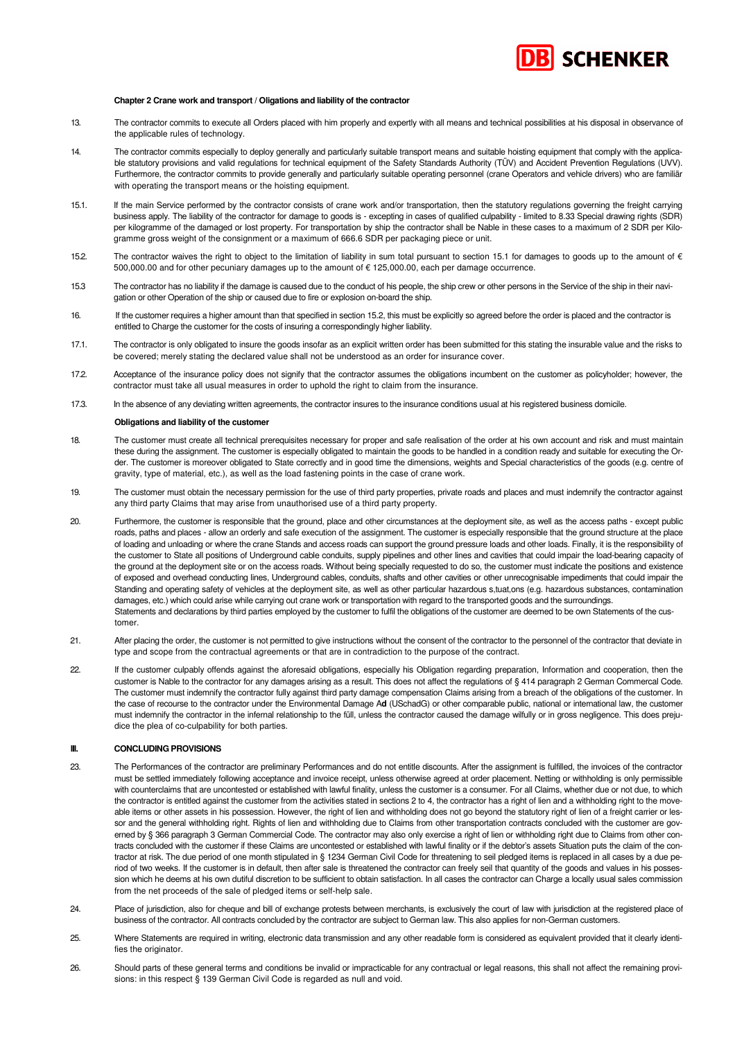#### Chapter 2 Crane work and transport / Oligations and liability of the contractor

13. The contractor commits to execute all Orders placed with him properly and expertly with all means and technical possibilities at his disposal in observance of the applicable rules of technology.

14. The contractor commits especially to deploy generally and particularly suitable transport means and suitable hoisting equipment that comply with the applicable statutory provisions and valid regulations for technical equipment of the Safety Standards Authority (TÜV) and Accident Prevention Regulations (UVV). Furthermore, the contractor commits to provide generally and particularly suitable operating personnel (crane Operators and vehicle drivers) who are familiär with operating the transport means or the hoisting equipment.

15.1. If the main Service performed by the contractor consists of crane work and/or transportation, then the statutory regulations governing the freight carrying business apply. The liability of the contractor for damage to goods is - excepting in cases of qualified culpability - limited to 8.33 Special drawing rights (SDR) per kilogramme of the damaged or lost property. For transportation by ship the contractor shall be Nable in these cases to a maximum of 2 SDR per Kilogramme gross weight of the consignment or a maximum of 666.6 SDR per packaging piece or unit.

15.2. The contractor waives the right to object to the limitation of liability in sum total pursuant to section 15.1 for damages to goods up to the amount of € 500,000.00 and for other pecuniary damages up to the amount of € 125,000.00, each per damage occurrence.

15.3 The contractor has no liability if the damage is caused due to the conduct of his people, the ship crew or other persons in the Service of the ship in their navigation or other Operation of the ship or caused due to fire or explosion on-board the ship.

16. If the customer requires a higher amount than that specified in section 15.2, this must be explicitly so agreed before the order is placed and the contractor is entitled to Charge the customer for the costs of insuring a correspondingly higher liability.

17.1. The contractor is only obligated to insure the goods insofar as an explicit written order has been submitted for this stating the insurable value and the risks to be covered; merely stating the declared value shall not be understood as an order for insurance cover.

17.2. Acceptance of the insurance policy does not signify that the contractor assumes the obligations incumbent on the customer as policyholder; however, the contractor must take all usual measures in order to uphold the right to claim from the insurance.

17.3. In the absence of any deviating written agreements, the contractor insures to the insurance conditions usual at his registered business domicile.

#### Obligations and liability of the customer

18. The customer must create all technical prerequisites necessary for proper and safe realisation of the order at his own account and risk and must maintain these during the assignment. The customer is especially obligated to maintain the goods to be handled in a condition ready and suitable for executing the Order. The customer is moreover obligated to State correctly and in good time the dimensions, weights and Special characteristics of the goods (e.g. centre of gravity, type of material, etc.), as well as the load fastening points in the case of crane work.

19. The customer must obtain the necessary permission for the use of third party properties, private roads and places and must indemnify the contractor against any third party Claims that may arise from unauthorised use of a third party property.

20. Furthermore, the customer is responsible that the ground, place and other circumstances at the deployment site, as well as the access paths - except public roads, paths and places - allow an orderly and safe execution of the assignment. The customer is especially responsible that the ground structure at the place of loading and unloading or where the crane Stands and access roads can support the ground pressure loads and other loads. Finally, it is the responsibility of the customer to State all positions of Underground cable conduits, supply pipelines and other lines and cavities that could impair the load-bearing capacity of the ground at the deployment site or on the access roads. Without being specially requested to do so, the customer must indicate the positions and existence of exposed and overhead conducting lines, Underground cables, conduits, shafts and other cavities or other unrecognisable impediments that could impair the Standing and operating safety of vehicles at the deployment site, as well as other particular hazardous s,tuat,ons (e.g. hazardous substances, contamination damages, etc.) which could arise while carrying out crane work or transportation with regard to the transported goods and the surroundings.
Statements and declarations by third parties employed by the customer to fulfil the obligations of the customer are deemed to be own Statements of the customer.

21. After placing the order, the customer is not permitted to give instructions without the consent of the contractor to the personnel of the contractor that deviate in type and scope from the contractual agreements or that are in contradiction to the purpose of the contract.

22. If the customer culpably offends against the aforesaid obligations, especially his Obligation regarding preparation, Information and cooperation, then the customer is Nable to the contractor for any damages arising as a result. This does not affect the regulations of § 414 paragraph 2 German Commercal Code. The customer must indemnify the contractor fully against third party damage compensation Claims arising from a breach of the obligations of the customer. In the case of recourse to the contractor under the Environmental Damage Ad (USchadG) or other comparable public, national or international law, the customer must indemnify the contractor in the infernal relationship to the füll, unless the contractor caused the damage wilfully or in gross negligence. This does prejudice the plea of co-culpability for both parties.

### III. CONCLUDING PROVISIONS

23. The Performances of the contractor are preliminary Performances and do not entitle discounts. After the assignment is fulfilled, the invoices of the contractor must be settled immediately following acceptance and invoice receipt, unless otherwise agreed at order placement. Netting or withholding is only permissible with counterclaims that are uncontested or established with lawful finality, unless the customer is a consumer. For all Claims, whether due or not due, to which the contractor is entitled against the customer from the activities stated in sections 2 to 4, the contractor has a right of lien and a withholding right to the moveable items or other assets in his possession. However, the right of lien and withholding does not go beyond the statutory right of lien of a freight carrier or lessor and the general withholding right. Rights of lien and withholding due to Claims from other transportation contracts concluded with the customer are governed by § 366 paragraph 3 German Commercial Code. The contractor may also only exercise a right of lien or withholding right due to Claims from other contracts concluded with the customer if these Claims are uncontested or established with lawful finality or if the debtor's assets Situation puts the claim of the contractor at risk. The due period of one month stipulated in § 1234 German Civil Code for threatening to seil pledged items is replaced in all cases by a due period of two weeks. If the customer is in default, then after sale is threatened the contractor can freely seil that quantity of the goods and values in his possession which he deems at his own dutiful discretion to be sufficient to obtain satisfaction. In all cases the contractor can Charge a locally usual sales commission from the net proceeds of the sale of pledged items or self-help sale.

24. Place of jurisdiction, also for cheque and bill of exchange protests between merchants, is exclusively the court of law with jurisdiction at the registered place of business of the contractor. All contracts concluded by the contractor are subject to German law. This also applies for non-German customers.

25. Where Statements are required in writing, electronic data transmission and any other readable form is considered as equivalent provided that it clearly identifies the originator.

26. Should parts of these general terms and conditions be invalid or impracticable for any contractual or legal reasons, this shall not affect the remaining provisions: in this respect § 139 German Civil Code is regarded as null and void.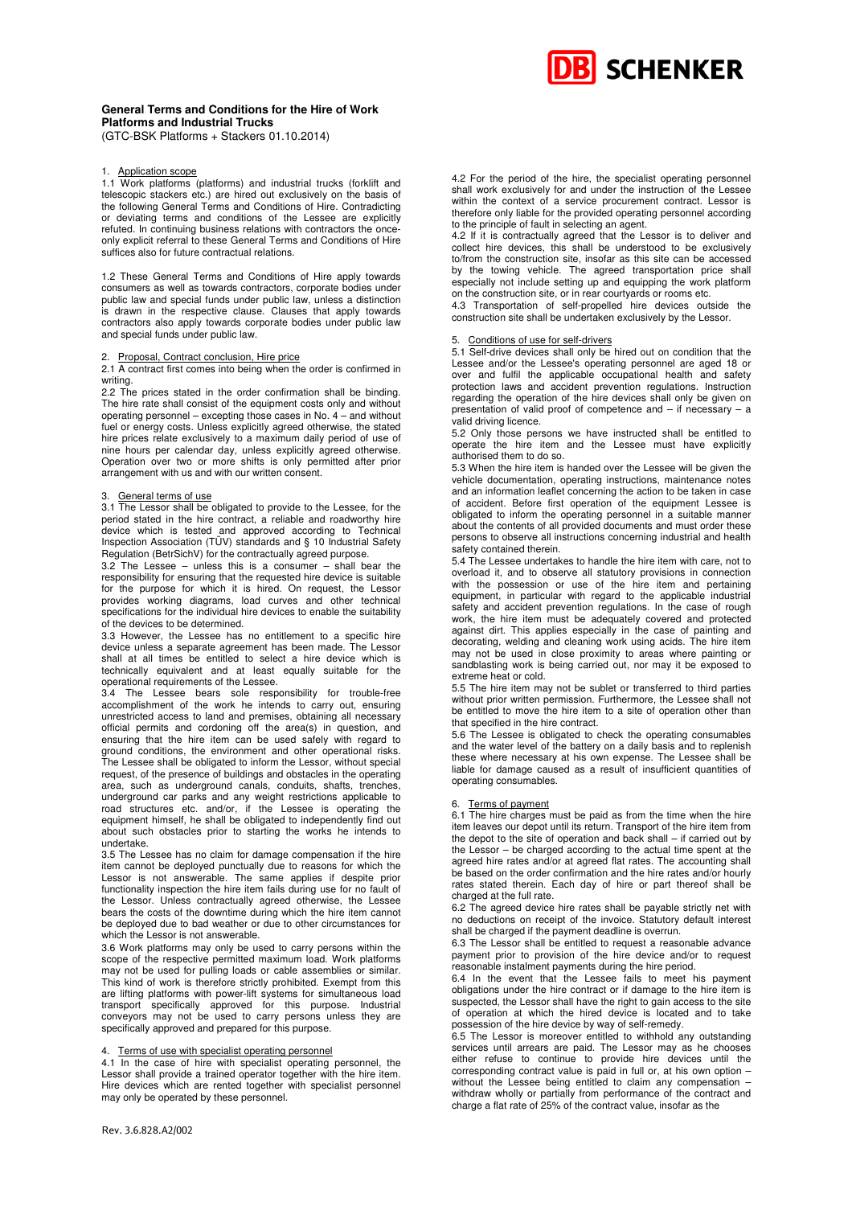**General Terms and Conditions for the Hire of Work Platforms and Industrial Trucks**
(GTC-BSK Platforms + Stackers 01.10.2014)

1. Application scope

1.1 Work platforms (platforms) and industrial trucks (forklift and telescopic stackers etc.) are hired out exclusively on the basis of the following General Terms and Conditions of Hire. Contradicting or deviating terms and conditions of the Lessee are explicitly refuted. In continuing business relations with contractors the once-only explicit referral to these General Terms and Conditions of Hire suffices also for future contractual relations.

1.2 These General Terms and Conditions of Hire apply towards consumers as well as towards contractors, corporate bodies under public law and special funds under public law, unless a distinction is drawn in the respective clause. Clauses that apply towards contractors also apply towards corporate bodies under public law and special funds under public law.

2. Proposal, Contract conclusion, Hire price

2.1 A contract first comes into being when the order is confirmed in writing.

2.2 The prices stated in the order confirmation shall be binding. The hire rate shall consist of the equipment costs only and without operating personnel – excepting those cases in No. 4 – and without fuel or energy costs. Unless explicitly agreed otherwise, the stated hire prices relate exclusively to a maximum daily period of use of nine hours per calendar day, unless explicitly agreed otherwise. Operation over two or more shifts is only permitted after prior arrangement with us and with our written consent.

3. General terms of use

3.1 The Lessor shall be obligated to provide to the Lessee, for the period stated in the hire contract, a reliable and roadworthy hire device which is tested and approved according to Technical Inspection Association (TÜV) standards and § 10 Industrial Safety Regulation (BetrSichV) for the contractually agreed purpose.

3.2 The Lessee – unless this is a consumer – shall bear the responsibility for ensuring that the requested hire device is suitable for the purpose for which it is hired. On request, the Lessor provides working diagrams, load curves and other technical specifications for the individual hire devices to enable the suitability of the devices to be determined.

3.3 However, the Lessee has no entitlement to a specific hire device unless a separate agreement has been made. The Lessor shall at all times be entitled to select a hire device which is technically equivalent and at least equally suitable for the operational requirements of the Lessee.

3.4 The Lessee bears sole responsibility for trouble-free accomplishment of the work he intends to carry out, ensuring unrestricted access to land and premises, obtaining all necessary official permits and cordoning off the area(s) in question, and ensuring that the hire item can be used safely with regard to ground conditions, the environment and other operational risks. The Lessee shall be obligated to inform the Lessor, without special request, of the presence of buildings and obstacles in the operating area, such as underground canals, conduits, shafts, trenches, underground car parks and any weight restrictions applicable to road structures etc. and/or, if the Lessee is operating the equipment himself, he shall be obligated to independently find out about such obstacles prior to starting the works he intends to undertake.

3.5 The Lessee has no claim for damage compensation if the hire item cannot be deployed punctually due to reasons for which the Lessor is not answerable. The same applies if despite prior functionality inspection the hire item fails during use for no fault of the Lessor. Unless contractually agreed otherwise, the Lessee bears the costs of the downtime during which the hire item cannot be deployed due to bad weather or due to other circumstances for which the Lessor is not answerable.

3.6 Work platforms may only be used to carry persons within the scope of the respective permitted maximum load. Work platforms may not be used for pulling loads or cable assemblies or similar. This kind of work is therefore strictly prohibited. Exempt from this are lifting platforms with power-lift systems for simultaneous load transport specifically approved for this purpose. Industrial conveyors may not be used to carry persons unless they are specifically approved and prepared for this purpose.

4. Terms of use with specialist operating personnel

4.1 In the case of hire with specialist operating personnel, the Lessor shall provide a trained operator together with the hire item. Hire devices which are rented together with specialist personnel may only be operated by these personnel.

4.2 For the period of the hire, the specialist operating personnel shall work exclusively for and under the instruction of the Lessee within the context of a service procurement contract. Lessor is therefore only liable for the provided operating personnel according to the principle of fault in selecting an agent.

4.2 If it is contractually agreed that the Lessor is to deliver and collect hire devices, this shall be understood to be exclusively to/from the construction site, insofar as this site can be accessed by the towing vehicle. The agreed transportation price shall especially not include setting up and equipping the work platform on the construction site, or in rear courtyards or rooms etc.

4.3 Transportation of self-propelled hire devices outside the construction site shall be undertaken exclusively by the Lessor.

5. Conditions of use for self-drivers

5.1 Self-drive devices shall only be hired out on condition that the Lessee and/or the Lessee's operating personnel are aged 18 or over and fulfil the applicable occupational health and safety protection laws and accident prevention regulations. Instruction regarding the operation of the hire devices shall only be given on presentation of valid proof of competence and – if necessary – a valid driving licence.

5.2 Only those persons we have instructed shall be entitled to operate the hire item and the Lessee must have explicitly authorised them to do so.

5.3 When the hire item is handed over the Lessee will be given the vehicle documentation, operating instructions, maintenance notes and an information leaflet concerning the action to be taken in case of accident. Before first operation of the equipment Lessee is obligated to inform the operating personnel in a suitable manner about the contents of all provided documents and must order these persons to observe all instructions concerning industrial and health safety contained therein.

5.4 The Lessee undertakes to handle the hire item with care, not to overload it, and to observe all statutory provisions in connection with the possession or use of the hire item and pertaining equipment, in particular with regard to the applicable industrial safety and accident prevention regulations. In the case of rough work, the hire item must be adequately covered and protected against dirt. This applies especially in the case of painting and decorating, welding and cleaning work using acids. The hire item may not be used in close proximity to areas where painting or sandblasting work is being carried out, nor may it be exposed to extreme heat or cold.

5.5 The hire item may not be sublet or transferred to third parties without prior written permission. Furthermore, the Lessee shall not be entitled to move the hire item to a site of operation other than that specified in the hire contract.

5.6 The Lessee is obligated to check the operating consumables and the water level of the battery on a daily basis and to replenish these where necessary at his own expense. The Lessee shall be liable for damage caused as a result of insufficient quantities of operating consumables.

6. Terms of payment

6.1 The hire charges must be paid as from the time when the hire item leaves our depot until its return. Transport of the hire item from the depot to the site of operation and back shall – if carried out by the Lessor – be charged according to the actual time spent at the agreed hire rates and/or at agreed flat rates. The accounting shall be based on the order confirmation and the hire rates and/or hourly rates stated therein. Each day of hire or part thereof shall be charged at the full rate.

6.2 The agreed device hire rates shall be payable strictly net with no deductions on receipt of the invoice. Statutory default interest shall be charged if the payment deadline is overrun.

6.3 The Lessor shall be entitled to request a reasonable advance payment prior to provision of the hire device and/or to request reasonable instalment payments during the hire period.

6.4 In the event that the Lessee fails to meet his payment obligations under the hire contract or if damage to the hire item is suspected, the Lessor shall have the right to gain access to the site of operation at which the hired device is located and to take possession of the hire device by way of self-remedy.

6.5 The Lessor is moreover entitled to withhold any outstanding services until arrears are paid. The Lessor may as he chooses either refuse to continue to provide hire devices until the corresponding contract value is paid in full or, at his own option – without the Lessee being entitled to claim any compensation – withdraw wholly or partially from performance of the contract and charge a flat rate of 25% of the contract value, insofar as the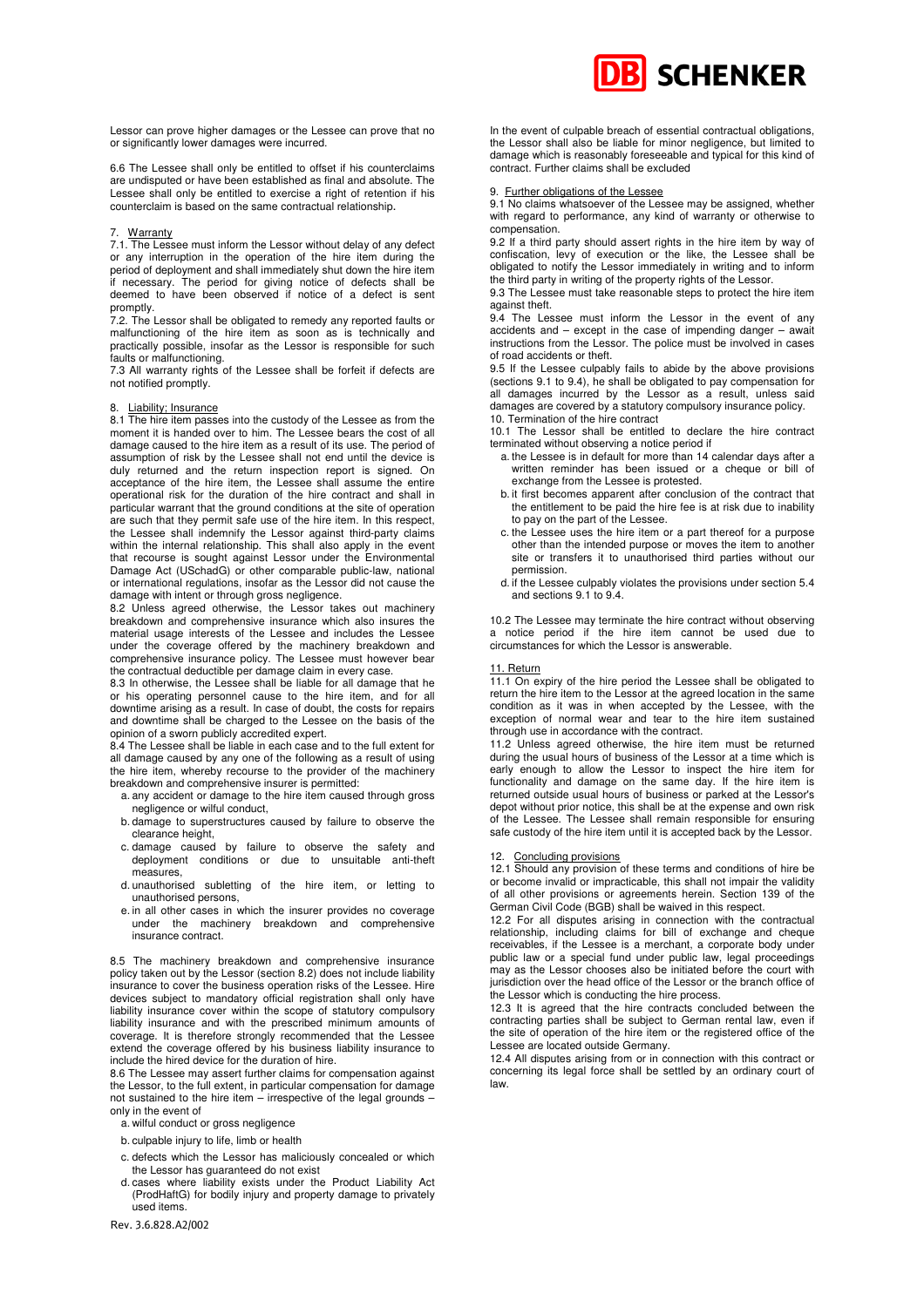Lessor can prove higher damages or the Lessee can prove that no or significantly lower damages were incurred.

6.6 The Lessee shall only be entitled to offset if his counterclaims are undisputed or have been established as final and absolute. The Lessee shall only be entitled to exercise a right of retention if his counterclaim is based on the same contractual relationship.

## 7. Warranty

7.1. The Lessee must inform the Lessor without delay of any defect or any interruption in the operation of the hire item during the period of deployment and shall immediately shut down the hire item if necessary. The period for giving notice of defects shall be deemed to have been observed if notice of a defect is sent promptly.

7.2. The Lessor shall be obligated to remedy any reported faults or malfunctioning of the hire item as soon as is technically and practically possible, insofar as the Lessor is responsible for such faults or malfunctioning.

7.3 All warranty rights of the Lessee shall be forfeit if defects are not notified promptly.

## 8. Liability; Insurance

8.1 The hire item passes into the custody of the Lessee as from the moment it is handed over to him. The Lessee bears the cost of all damage caused to the hire item as a result of its use. The period of assumption of risk by the Lessee shall not end until the device is duly returned and the return inspection report is signed. On acceptance of the hire item, the Lessee shall assume the entire operational risk for the duration of the hire contract and shall in particular warrant that the ground conditions at the site of operation are such that they permit safe use of the hire item. In this respect, the Lessee shall indemnify the Lessor against third-party claims within the internal relationship. This shall also apply in the event that recourse is sought against Lessor under the Environmental Damage Act (USchadG) or other comparable public-law, national or international regulations, insofar as the Lessor did not cause the damage with intent or through gross negligence.

8.2 Unless agreed otherwise, the Lessor takes out machinery breakdown and comprehensive insurance which also insures the material usage interests of the Lessee and includes the Lessee under the coverage offered by the machinery breakdown and comprehensive insurance policy. The Lessee must however bear the contractual deductible per damage claim in every case.

8.3 In otherwise, the Lessee shall be liable for all damage that he or his operating personnel cause to the hire item, and for all downtime arising as a result. In case of doubt, the costs for repairs and downtime shall be charged to the Lessee on the basis of the opinion of a sworn publicly accredited expert.

8.4 The Lessee shall be liable in each case and to the full extent for all damage caused by any one of the following as a result of using the hire item, whereby recourse to the provider of the machinery breakdown and comprehensive insurer is permitted:

a. any accident or damage to the hire item caused through gross negligence or wilful conduct,
b. damage to superstructures caused by failure to observe the clearance height,
c. damage caused by failure to observe the safety and deployment conditions or due to unsuitable anti-theft measures,
d. unauthorised subletting of the hire item, or letting to unauthorised persons,
e. in all other cases in which the insurer provides no coverage under the machinery breakdown and comprehensive insurance contract.

8.5 The machinery breakdown and comprehensive insurance policy taken out by the Lessor (section 8.2) does not include liability insurance to cover the business operation risks of the Lessee. Hire devices subject to mandatory official registration shall only have liability insurance cover within the scope of statutory compulsory liability insurance and with the prescribed minimum amounts of coverage. It is therefore strongly recommended that the Lessee extend the coverage offered by his business liability insurance to include the hired device for the duration of hire.

8.6 The Lessee may assert further claims for compensation against the Lessor, to the full extent, in particular compensation for damage not sustained to the hire item – irrespective of the legal grounds – only in the event of

a. wilful conduct or gross negligence
b. culpable injury to life, limb or health
c. defects which the Lessor has maliciously concealed or which the Lessor has guaranteed do not exist
d. cases where liability exists under the Product Liability Act (ProdHaftG) for bodily injury and property damage to privately used items.

In the event of culpable breach of essential contractual obligations, the Lessor shall also be liable for minor negligence, but limited to damage which is reasonably foreseeable and typical for this kind of contract. Further claims shall be excluded

## 9. Further obligations of the Lessee

9.1 No claims whatsoever of the Lessee may be assigned, whether with regard to performance, any kind of warranty or otherwise to compensation.

9.2 If a third party should assert rights in the hire item by way of confiscation, levy of execution or the like, the Lessee shall be obligated to notify the Lessor immediately in writing and to inform the third party in writing of the property rights of the Lessor.

9.3 The Lessee must take reasonable steps to protect the hire item against theft.

9.4 The Lessee must inform the Lessor in the event of any accidents and – except in the case of impending danger – await instructions from the Lessor. The police must be involved in cases of road accidents or theft.

9.5 If the Lessee culpably fails to abide by the above provisions (sections 9.1 to 9.4), he shall be obligated to pay compensation for all damages incurred by the Lessor as a result, unless said damages are covered by a statutory compulsory insurance policy.

## 10. Termination of the hire contract

10.1 The Lessor shall be entitled to declare the hire contract terminated without observing a notice period if

a. the Lessee is in default for more than 14 calendar days after a written reminder has been issued or a cheque or bill of exchange from the Lessee is protested.
b. it first becomes apparent after conclusion of the contract that the entitlement to be paid the hire fee is at risk due to inability to pay on the part of the Lessee.
c. the Lessee uses the hire item or a part thereof for a purpose other than the intended purpose or moves the item to another site or transfers it to unauthorised third parties without our permission.
d. if the Lessee culpably violates the provisions under section 5.4 and sections 9.1 to 9.4.

10.2 The Lessee may terminate the hire contract without observing a notice period if the hire item cannot be used due to circumstances for which the Lessor is answerable.

## 11. Return

11.1 On expiry of the hire period the Lessee shall be obligated to return the hire item to the Lessor at the agreed location in the same condition as it was in when accepted by the Lessee, with the exception of normal wear and tear to the hire item sustained through use in accordance with the contract.

11.2 Unless agreed otherwise, the hire item must be returned during the usual hours of business of the Lessor at a time which is early enough to allow the Lessor to inspect the hire item for functionality and damage on the same day. If the hire item is returned outside usual hours of business or parked at the Lessor's depot without prior notice, this shall be at the expense and own risk of the Lessee. The Lessee shall remain responsible for ensuring safe custody of the hire item until it is accepted back by the Lessor.

## 12. Concluding provisions

12.1 Should any provision of these terms and conditions of hire be or become invalid or impracticable, this shall not impair the validity of all other provisions or agreements herein. Section 139 of the German Civil Code (BGB) shall be waived in this respect.

12.2 For all disputes arising in connection with the contractual relationship, including claims for bill of exchange and cheque receivables, if the Lessee is a merchant, a corporate body under public law or a special fund under public law, legal proceedings may as the Lessor chooses also be initiated before the court with jurisdiction over the head office of the Lessor or the branch office of the Lessor which is conducting the hire process.

12.3 It is agreed that the hire contracts concluded between the contracting parties shall be subject to German rental law, even if the site of operation of the hire item or the registered office of the Lessee are located outside Germany.

12.4 All disputes arising from or in connection with this contract or concerning its legal force shall be settled by an ordinary court of law.

Rev. 3.6.828.A2/002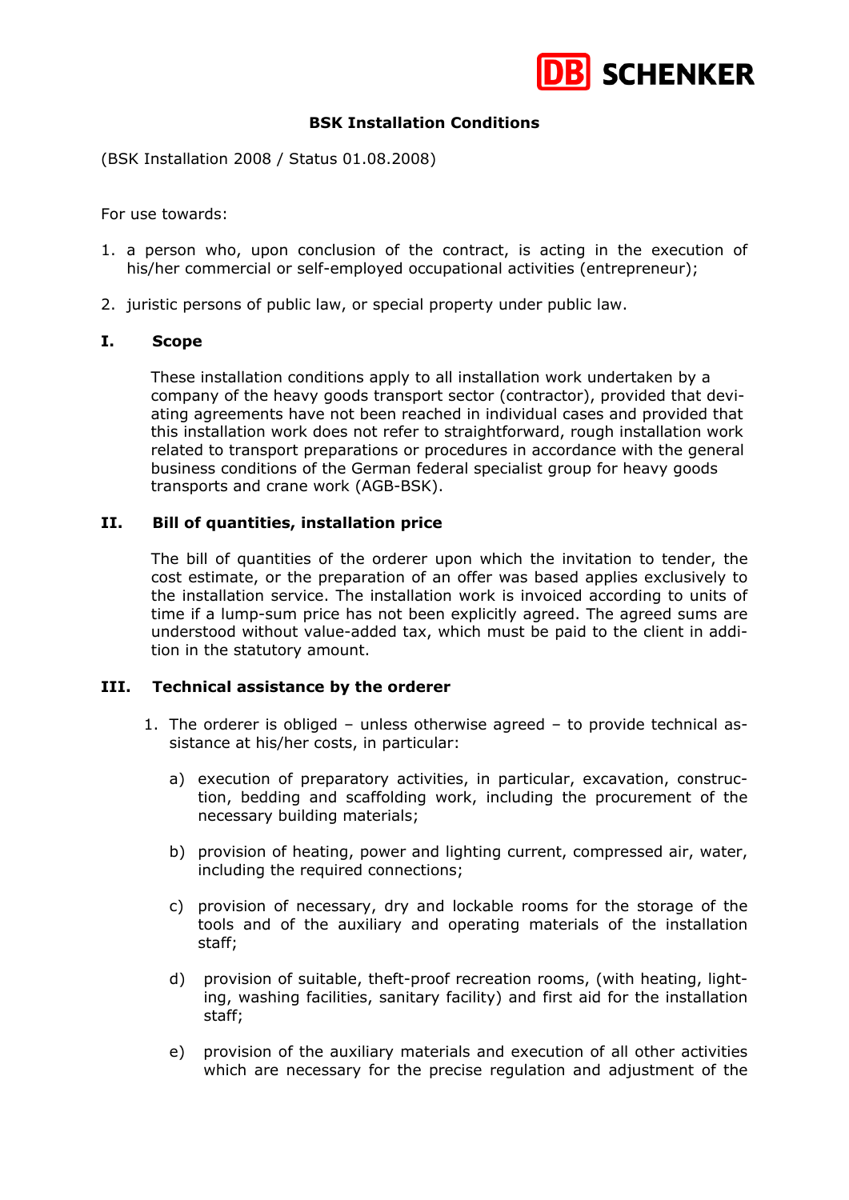## BSK Installation Conditions

(BSK Installation 2008 / Status 01.08.2008)

For use towards:

1. a person who, upon conclusion of the contract, is acting in the execution of his/her commercial or self-employed occupational activities (entrepreneur);
2. juristic persons of public law, or special property under public law.

### I. Scope

These installation conditions apply to all installation work undertaken by a company of the heavy goods transport sector (contractor), provided that deviating agreements have not been reached in individual cases and provided that this installation work does not refer to straightforward, rough installation work related to transport preparations or procedures in accordance with the general business conditions of the German federal specialist group for heavy goods transports and crane work (AGB-BSK).

### II. Bill of quantities, installation price

The bill of quantities of the orderer upon which the invitation to tender, the cost estimate, or the preparation of an offer was based applies exclusively to the installation service. The installation work is invoiced according to units of time if a lump-sum price has not been explicitly agreed. The agreed sums are understood without value-added tax, which must be paid to the client in addition in the statutory amount.

### III. Technical assistance by the orderer

1. The orderer is obliged – unless otherwise agreed – to provide technical assistance at his/her costs, in particular:
   a) execution of preparatory activities, in particular, excavation, construction, bedding and scaffolding work, including the procurement of the necessary building materials;
   b) provision of heating, power and lighting current, compressed air, water, including the required connections;
   c) provision of necessary, dry and lockable rooms for the storage of the tools and of the auxiliary and operating materials of the installation staff;
   d) provision of suitable, theft-proof recreation rooms, (with heating, lighting, washing facilities, sanitary facility) and first aid for the installation staff;
   e) provision of the auxiliary materials and execution of all other activities which are necessary for the precise regulation and adjustment of the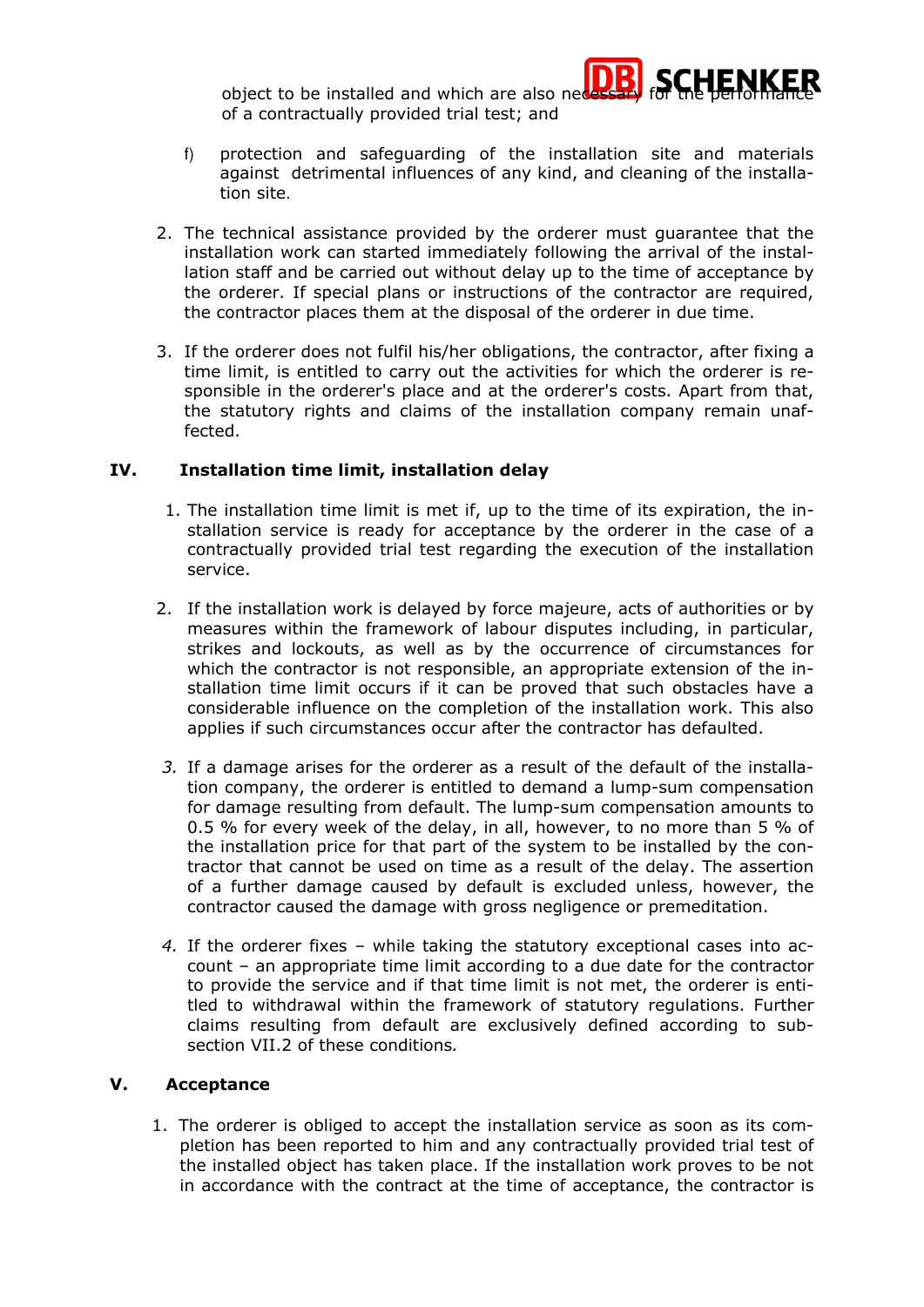object to be installed and which are also necessary for the performance of a contractually provided trial test; and

f) protection and safeguarding of the installation site and materials against detrimental influences of any kind, and cleaning of the installation site.

2. The technical assistance provided by the orderer must guarantee that the installation work can started immediately following the arrival of the installation staff and be carried out without delay up to the time of acceptance by the orderer. If special plans or instructions of the contractor are required, the contractor places them at the disposal of the orderer in due time.

3. If the orderer does not fulfil his/her obligations, the contractor, after fixing a time limit, is entitled to carry out the activities for which the orderer is responsible in the orderer's place and at the orderer's costs. Apart from that, the statutory rights and claims of the installation company remain unaffected.

## IV. Installation time limit, installation delay

1. The installation time limit is met if, up to the time of its expiration, the installation service is ready for acceptance by the orderer in the case of a contractually provided trial test regarding the execution of the installation service.

2. If the installation work is delayed by force majeure, acts of authorities or by measures within the framework of labour disputes including, in particular, strikes and lockouts, as well as by the occurrence of circumstances for which the contractor is not responsible, an appropriate extension of the installation time limit occurs if it can be proved that such obstacles have a considerable influence on the completion of the installation work. This also applies if such circumstances occur after the contractor has defaulted.

3. If a damage arises for the orderer as a result of the default of the installation company, the orderer is entitled to demand a lump-sum compensation for damage resulting from default. The lump-sum compensation amounts to 0.5 % for every week of the delay, in all, however, to no more than 5 % of the installation price for that part of the system to be installed by the contractor that cannot be used on time as a result of the delay. The assertion of a further damage caused by default is excluded unless, however, the contractor caused the damage with gross negligence or premeditation.

4. If the orderer fixes – while taking the statutory exceptional cases into account – an appropriate time limit according to a due date for the contractor to provide the service and if that time limit is not met, the orderer is entitled to withdrawal within the framework of statutory regulations. Further claims resulting from default are exclusively defined according to subsection VII.2 of these conditions.

## V. Acceptance

1. The orderer is obliged to accept the installation service as soon as its completion has been reported to him and any contractually provided trial test of the installed object has taken place. If the installation work proves to be not in accordance with the contract at the time of acceptance, the contractor is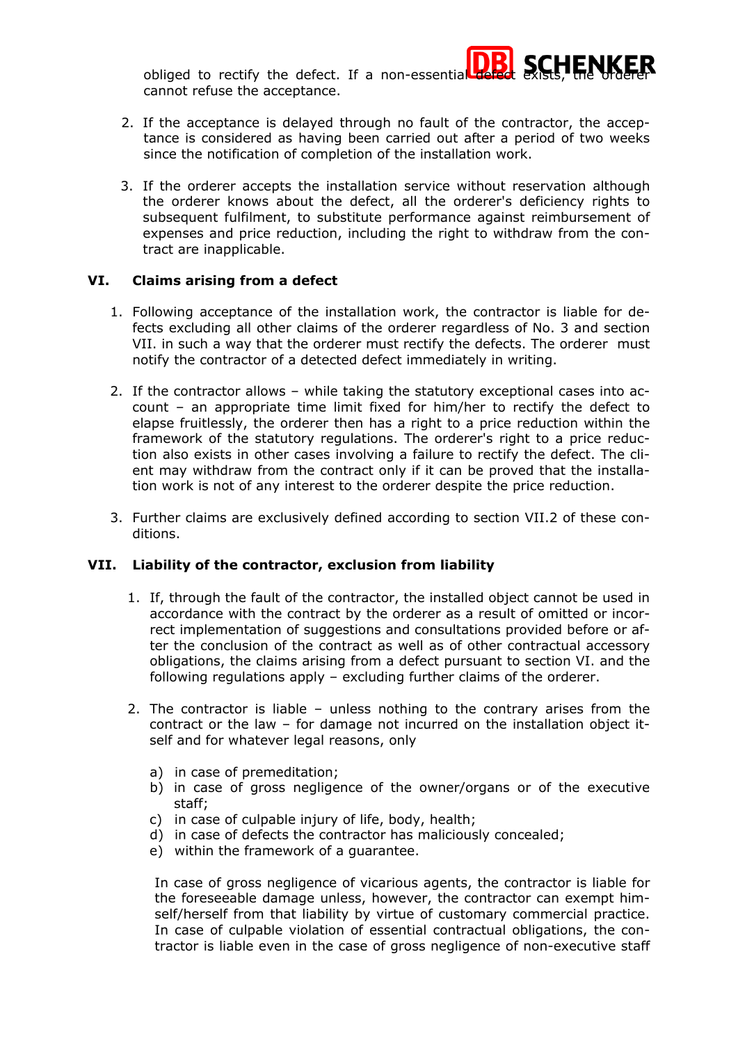obliged to rectify the defect. If a non-essential defect exists, the orderer cannot refuse the acceptance.

2. If the acceptance is delayed through no fault of the contractor, the acceptance is considered as having been carried out after a period of two weeks since the notification of completion of the installation work.

3. If the orderer accepts the installation service without reservation although the orderer knows about the defect, all the orderer's deficiency rights to subsequent fulfilment, to substitute performance against reimbursement of expenses and price reduction, including the right to withdraw from the contract are inapplicable.

## VI. Claims arising from a defect

1. Following acceptance of the installation work, the contractor is liable for defects excluding all other claims of the orderer regardless of No. 3 and section VII. in such a way that the orderer must rectify the defects. The orderer must notify the contractor of a detected defect immediately in writing.

2. If the contractor allows – while taking the statutory exceptional cases into account – an appropriate time limit fixed for him/her to rectify the defect to elapse fruitlessly, the orderer then has a right to a price reduction within the framework of the statutory regulations. The orderer's right to a price reduction also exists in other cases involving a failure to rectify the defect. The client may withdraw from the contract only if it can be proved that the installation work is not of any interest to the orderer despite the price reduction.

3. Further claims are exclusively defined according to section VII.2 of these conditions.

## VII. Liability of the contractor, exclusion from liability

1. If, through the fault of the contractor, the installed object cannot be used in accordance with the contract by the orderer as a result of omitted or incorrect implementation of suggestions and consultations provided before or after the conclusion of the contract as well as of other contractual accessory obligations, the claims arising from a defect pursuant to section VI. and the following regulations apply – excluding further claims of the orderer.

2. The contractor is liable – unless nothing to the contrary arises from the contract or the law – for damage not incurred on the installation object itself and for whatever legal reasons, only

   a) in case of premeditation;
   b) in case of gross negligence of the owner/organs or of the executive staff;
   c) in case of culpable injury of life, body, health;
   d) in case of defects the contractor has maliciously concealed;
   e) within the framework of a guarantee.

   In case of gross negligence of vicarious agents, the contractor is liable for the foreseeable damage unless, however, the contractor can exempt himself/herself from that liability by virtue of customary commercial practice. In case of culpable violation of essential contractual obligations, the contractor is liable even in the case of gross negligence of non-executive staff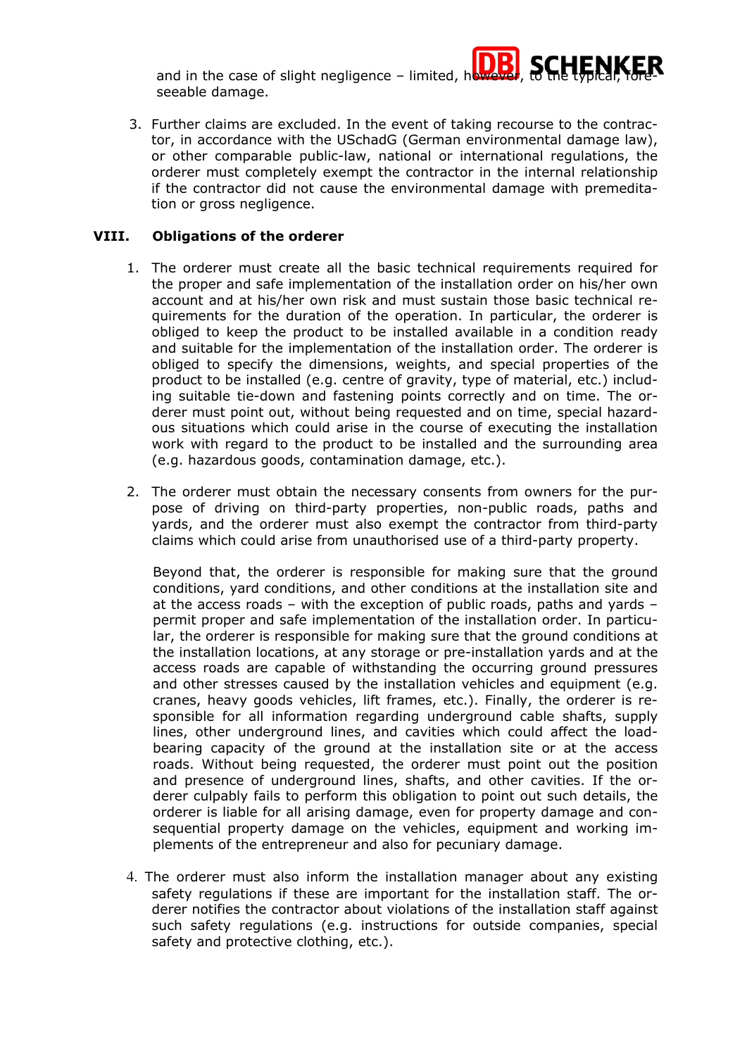and in the case of slight negligence – limited, however, to the typical, foreseeable damage.

3. Further claims are excluded. In the event of taking recourse to the contractor, in accordance with the USchadG (German environmental damage law), or other comparable public-law, national or international regulations, the orderer must completely exempt the contractor in the internal relationship if the contractor did not cause the environmental damage with premeditation or gross negligence.

## VIII. Obligations of the orderer

1. The orderer must create all the basic technical requirements required for the proper and safe implementation of the installation order on his/her own account and at his/her own risk and must sustain those basic technical requirements for the duration of the operation. In particular, the orderer is obliged to keep the product to be installed available in a condition ready and suitable for the implementation of the installation order. The orderer is obliged to specify the dimensions, weights, and special properties of the product to be installed (e.g. centre of gravity, type of material, etc.) including suitable tie-down and fastening points correctly and on time. The orderer must point out, without being requested and on time, special hazardous situations which could arise in the course of executing the installation work with regard to the product to be installed and the surrounding area (e.g. hazardous goods, contamination damage, etc.).

2. The orderer must obtain the necessary consents from owners for the purpose of driving on third-party properties, non-public roads, paths and yards, and the orderer must also exempt the contractor from third-party claims which could arise from unauthorised use of a third-party property.

   Beyond that, the orderer is responsible for making sure that the ground conditions, yard conditions, and other conditions at the installation site and at the access roads – with the exception of public roads, paths and yards – permit proper and safe implementation of the installation order. In particular, the orderer is responsible for making sure that the ground conditions at the installation locations, at any storage or pre-installation yards and at the access roads are capable of withstanding the occurring ground pressures and other stresses caused by the installation vehicles and equipment (e.g. cranes, heavy goods vehicles, lift frames, etc.). Finally, the orderer is responsible for all information regarding underground cable shafts, supply lines, other underground lines, and cavities which could affect the load-bearing capacity of the ground at the installation site or at the access roads. Without being requested, the orderer must point out the position and presence of underground lines, shafts, and other cavities. If the orderer culpably fails to perform this obligation to point out such details, the orderer is liable for all arising damage, even for property damage and consequential property damage on the vehicles, equipment and working implements of the entrepreneur and also for pecuniary damage.

4. The orderer must also inform the installation manager about any existing safety regulations if these are important for the installation staff. The orderer notifies the contractor about violations of the installation staff against such safety regulations (e.g. instructions for outside companies, special safety and protective clothing, etc.).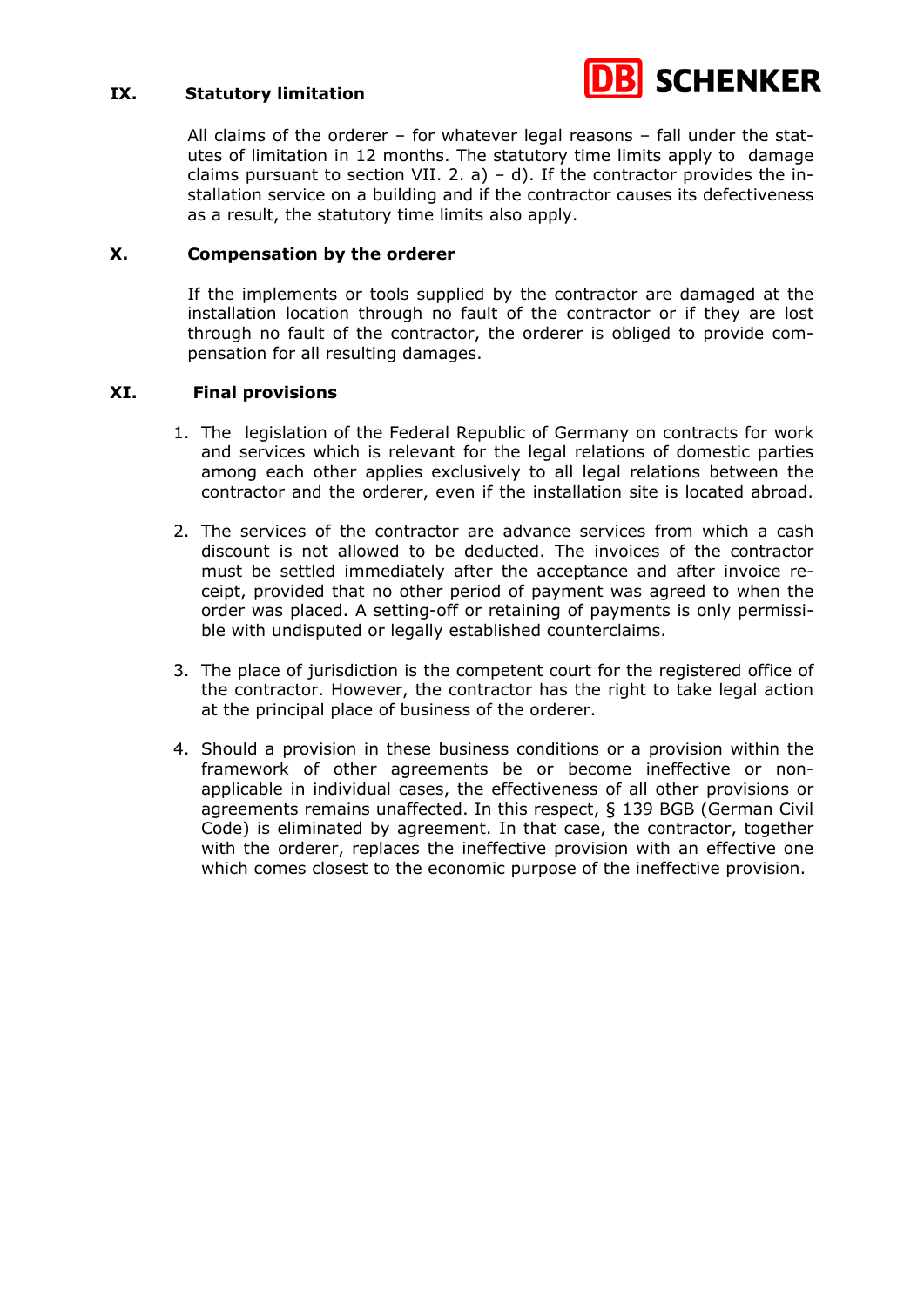## IX. Statutory limitation

All claims of the orderer – for whatever legal reasons – fall under the statutes of limitation in 12 months. The statutory time limits apply to damage claims pursuant to section VII. 2. a) – d). If the contractor provides the installation service on a building and if the contractor causes its defectiveness as a result, the statutory time limits also apply.

## X. Compensation by the orderer

If the implements or tools supplied by the contractor are damaged at the installation location through no fault of the contractor or if they are lost through no fault of the contractor, the orderer is obliged to provide compensation for all resulting damages.

## XI. Final provisions

1. The legislation of the Federal Republic of Germany on contracts for work and services which is relevant for the legal relations of domestic parties among each other applies exclusively to all legal relations between the contractor and the orderer, even if the installation site is located abroad.

2. The services of the contractor are advance services from which a cash discount is not allowed to be deducted. The invoices of the contractor must be settled immediately after the acceptance and after invoice receipt, provided that no other period of payment was agreed to when the order was placed. A setting-off or retaining of payments is only permissible with undisputed or legally established counterclaims.

3. The place of jurisdiction is the competent court for the registered office of the contractor. However, the contractor has the right to take legal action at the principal place of business of the orderer.

4. Should a provision in these business conditions or a provision within the framework of other agreements be or become ineffective or non-applicable in individual cases, the effectiveness of all other provisions or agreements remains unaffected. In this respect, § 139 BGB (German Civil Code) is eliminated by agreement. In that case, the contractor, together with the orderer, replaces the ineffective provision with an effective one which comes closest to the economic purpose of the ineffective provision.